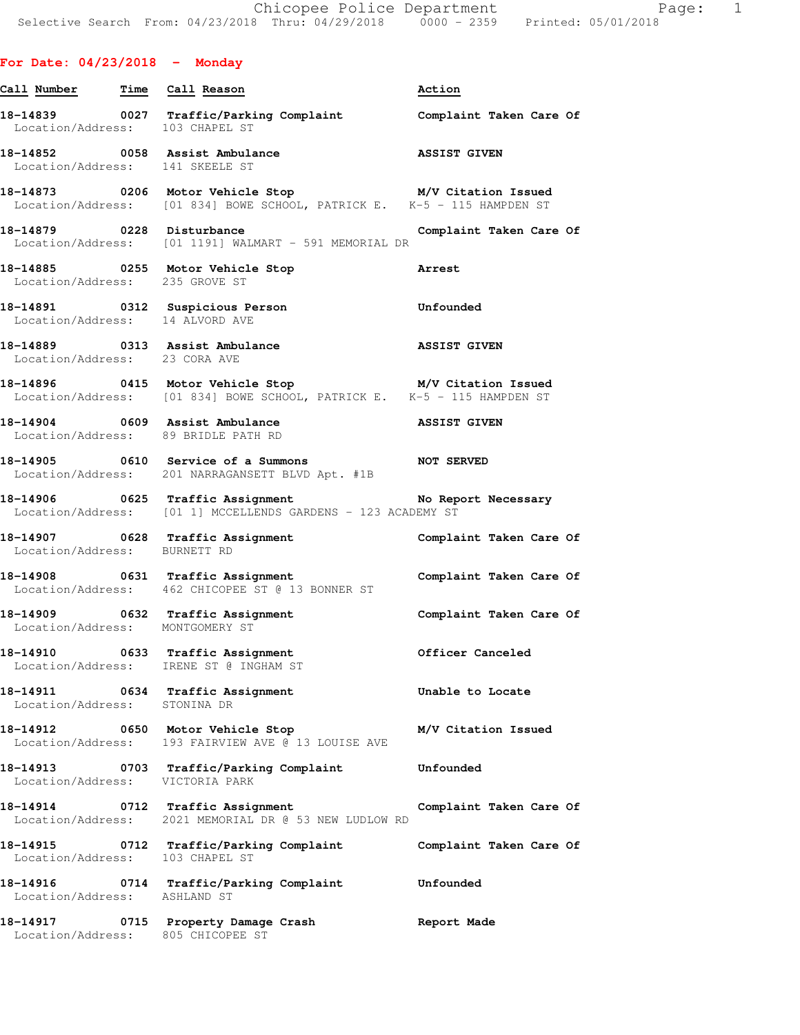**For Date: 04/23/2018 - Monday**

| Call Number | Time | Call Reason | Action |
|---|---|---|---|
| 18-14839 | 0027 | Traffic/Parking Complaint | Complaint Taken Care Of |
| Location/Address: | | 103 CHAPEL ST | |
| 18-14852 | 0058 | Assist Ambulance | ASSIST GIVEN |
| Location/Address: | | 141 SKEELE ST | |
| 18-14873 | 0206 | Motor Vehicle Stop | M/V Citation Issued |
| Location/Address: | | [01 834] BOWE SCHOOL, PATRICK E. K-5 - 115 HAMPDEN ST | |
| 18-14879 | 0228 | Disturbance | Complaint Taken Care Of |
| Location/Address: | | [01 1191] WALMART - 591 MEMORIAL DR | |
| 18-14885 | 0255 | Motor Vehicle Stop | Arrest |
| Location/Address: | | 235 GROVE ST | |
| 18-14891 | 0312 | Suspicious Person | Unfounded |
| Location/Address: | | 14 ALVORD AVE | |
| 18-14889 | 0313 | Assist Ambulance | ASSIST GIVEN |
| Location/Address: | | 23 CORA AVE | |
| 18-14896 | 0415 | Motor Vehicle Stop | M/V Citation Issued |
| Location/Address: | | [01 834] BOWE SCHOOL, PATRICK E. K-5 - 115 HAMPDEN ST | |
| 18-14904 | 0609 | Assist Ambulance | ASSIST GIVEN |
| Location/Address: | | 89 BRIDLE PATH RD | |
| 18-14905 | 0610 | Service of a Summons | NOT SERVED |
| Location/Address: | | 201 NARRAGANSETT BLVD Apt. #1B | |
| 18-14906 | 0625 | Traffic Assignment | No Report Necessary |
| Location/Address: | | [01 1] MCCELLENDS GARDENS - 123 ACADEMY ST | |
| 18-14907 | 0628 | Traffic Assignment | Complaint Taken Care Of |
| Location/Address: | | BURNETT RD | |
| 18-14908 | 0631 | Traffic Assignment | Complaint Taken Care Of |
| Location/Address: | | 462 CHICOPEE ST @ 13 BONNER ST | |
| 18-14909 | 0632 | Traffic Assignment | Complaint Taken Care Of |
| Location/Address: | | MONTGOMERY ST | |
| 18-14910 | 0633 | Traffic Assignment | Officer Canceled |
| Location/Address: | | IRENE ST @ INGHAM ST | |
| 18-14911 | 0634 | Traffic Assignment | Unable to Locate |
| Location/Address: | | STONINA DR | |
| 18-14912 | 0650 | Motor Vehicle Stop | M/V Citation Issued |
| Location/Address: | | 193 FAIRVIEW AVE @ 13 LOUISE AVE | |
| 18-14913 | 0703 | Traffic/Parking Complaint | Unfounded |
| Location/Address: | | VICTORIA PARK | |
| 18-14914 | 0712 | Traffic Assignment | Complaint Taken Care Of |
| Location/Address: | | 2021 MEMORIAL DR @ 53 NEW LUDLOW RD | |
| 18-14915 | 0712 | Traffic/Parking Complaint | Complaint Taken Care Of |
| Location/Address: | | 103 CHAPEL ST | |
| 18-14916 | 0714 | Traffic/Parking Complaint | Unfounded |
| Location/Address: | | ASHLAND ST | |
| 18-14917 | 0715 | Property Damage Crash | Report Made |
| Location/Address: | | 805 CHICOPEE ST | |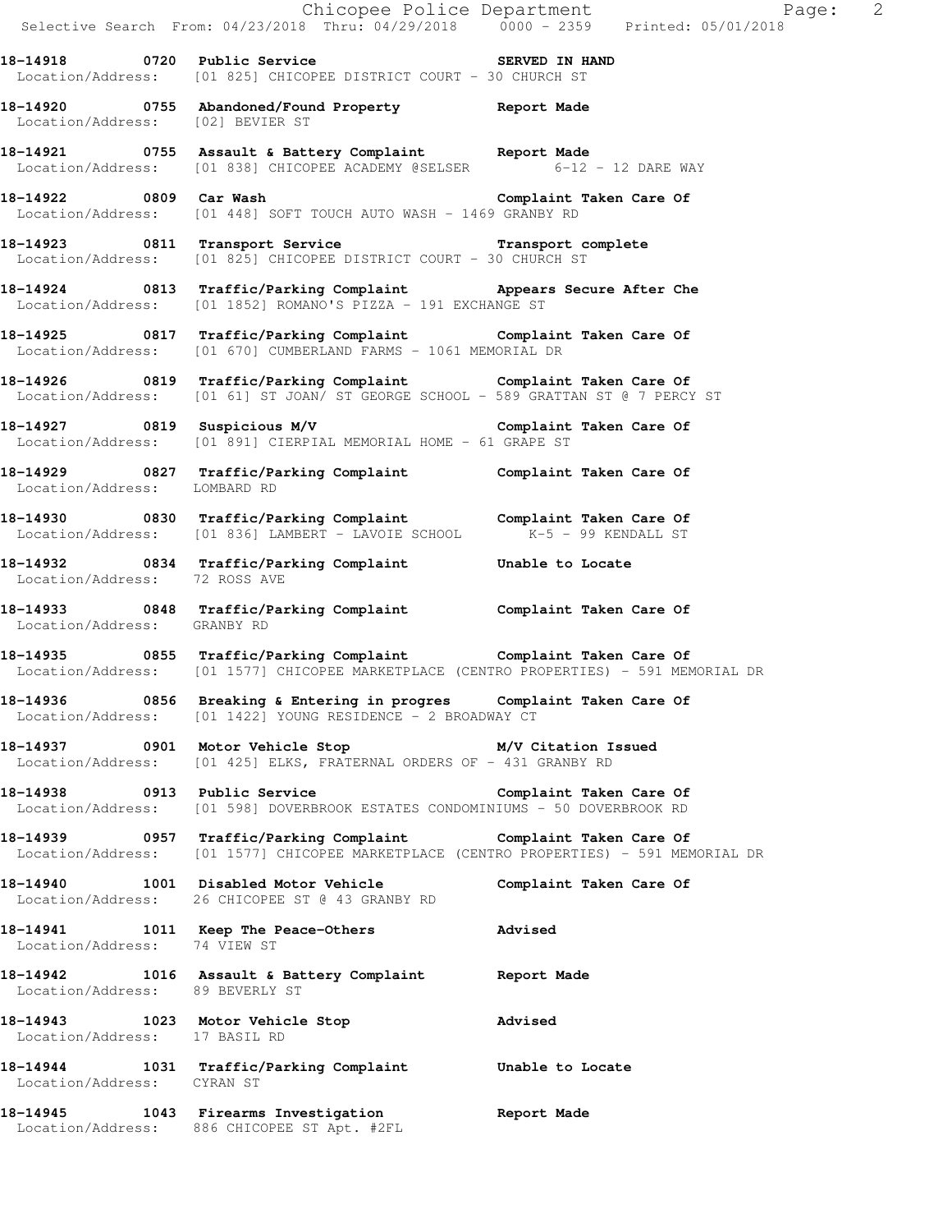**18-14918 0720 Public Service SERVED IN HAND**
Location/Address: [01 825] CHICOPEE DISTRICT COURT - 30 CHURCH ST

**18-14920 0755 Abandoned/Found Property Report Made**
Location/Address: [02] BEVIER ST

**18-14921 0755 Assault & Battery Complaint Report Made**
Location/Address: [01 838] CHICOPEE ACADEMY @SELSER 6-12 - 12 DARE WAY

**18-14922 0809 Car Wash Complaint Taken Care Of**
Location/Address: [01 448] SOFT TOUCH AUTO WASH - 1469 GRANBY RD

**18-14923 0811 Transport Service Transport complete**
Location/Address: [01 825] CHICOPEE DISTRICT COURT - 30 CHURCH ST

**18-14924 0813 Traffic/Parking Complaint Appears Secure After Che**
Location/Address: [01 1852] ROMANO'S PIZZA - 191 EXCHANGE ST

**18-14925 0817 Traffic/Parking Complaint Complaint Taken Care Of**
Location/Address: [01 670] CUMBERLAND FARMS - 1061 MEMORIAL DR

**18-14926 0819 Traffic/Parking Complaint Complaint Taken Care Of**
Location/Address: [01 61] ST JOAN/ ST GEORGE SCHOOL - 589 GRATTAN ST @ 7 PERCY ST

**18-14927 0819 Suspicious M/V Complaint Taken Care Of**
Location/Address: [01 891] CIERPIAL MEMORIAL HOME - 61 GRAPE ST

**18-14929 0827 Traffic/Parking Complaint Complaint Taken Care Of**
Location/Address: LOMBARD RD

**18-14930 0830 Traffic/Parking Complaint Complaint Taken Care Of**
Location/Address: [01 836] LAMBERT - LAVOIE SCHOOL K-5 - 99 KENDALL ST

**18-14932 0834 Traffic/Parking Complaint Unable to Locate**
Location/Address: 72 ROSS AVE

**18-14933 0848 Traffic/Parking Complaint Complaint Taken Care Of**
Location/Address: GRANBY RD

**18-14935 0855 Traffic/Parking Complaint Complaint Taken Care Of**
Location/Address: [01 1577] CHICOPEE MARKETPLACE (CENTRO PROPERTIES) - 591 MEMORIAL DR

**18-14936 0856 Breaking & Entering in progres Complaint Taken Care Of**
Location/Address: [01 1422] YOUNG RESIDENCE - 2 BROADWAY CT

**18-14937 0901 Motor Vehicle Stop M/V Citation Issued**
Location/Address: [01 425] ELKS, FRATERNAL ORDERS OF - 431 GRANBY RD

**18-14938 0913 Public Service Complaint Taken Care Of**
Location/Address: [01 598] DOVERBROOK ESTATES CONDOMINIUMS - 50 DOVERBROOK RD

**18-14939 0957 Traffic/Parking Complaint Complaint Taken Care Of**
Location/Address: [01 1577] CHICOPEE MARKETPLACE (CENTRO PROPERTIES) - 591 MEMORIAL DR

**18-14940 1001 Disabled Motor Vehicle Complaint Taken Care Of**
Location/Address: 26 CHICOPEE ST @ 43 GRANBY RD

**18-14941 1011 Keep The Peace-Others Advised**
Location/Address: 74 VIEW ST

**18-14942 1016 Assault & Battery Complaint Report Made**
Location/Address: 89 BEVERLY ST

**18-14943 1023 Motor Vehicle Stop Advised**
Location/Address: 17 BASIL RD

**18-14944 1031 Traffic/Parking Complaint Unable to Locate**
Location/Address: CYRAN ST

**18-14945 1043 Firearms Investigation Report Made**
Location/Address: 886 CHICOPEE ST Apt. #2FL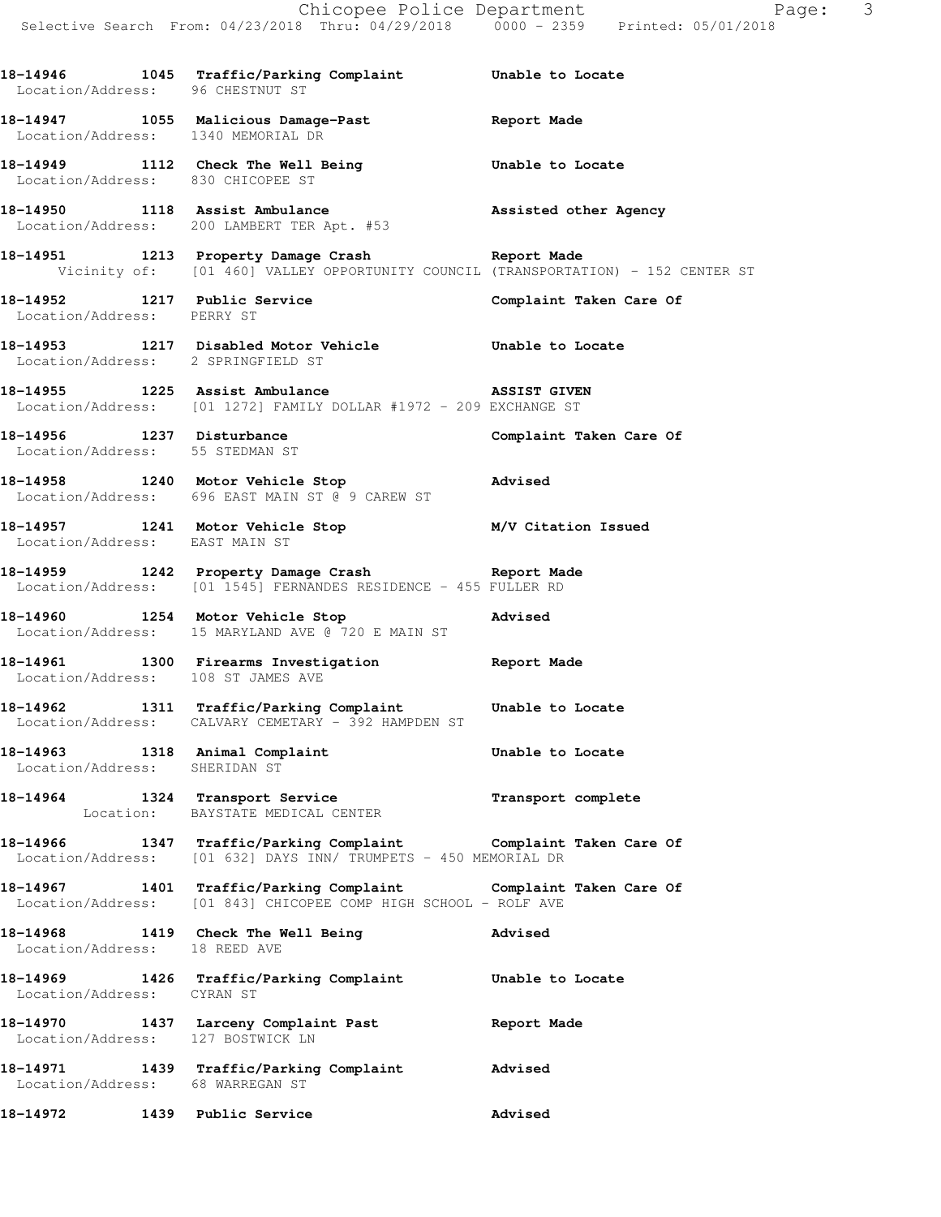**18-14946 1045 Traffic/Parking Complaint Unable to Locate**
Location/Address: 96 CHESTNUT ST

**18-14947 1055 Malicious Damage-Past Report Made**
Location/Address: 1340 MEMORIAL DR

**18-14949 1112 Check The Well Being Unable to Locate**
Location/Address: 830 CHICOPEE ST

**18-14950 1118 Assist Ambulance Assisted other Agency**
Location/Address: 200 LAMBERT TER Apt. #53

**18-14951 1213 Property Damage Crash Report Made**
Vicinity of: [01 460] VALLEY OPPORTUNITY COUNCIL (TRANSPORTATION) - 152 CENTER ST

**18-14952 1217 Public Service Complaint Taken Care Of**
Location/Address: PERRY ST

**18-14953 1217 Disabled Motor Vehicle Unable to Locate**
Location/Address: 2 SPRINGFIELD ST

**18-14955 1225 Assist Ambulance ASSIST GIVEN**
Location/Address: [01 1272] FAMILY DOLLAR #1972 - 209 EXCHANGE ST

**18-14956 1237 Disturbance Complaint Taken Care Of**
Location/Address: 55 STEDMAN ST

**18-14958 1240 Motor Vehicle Stop Advised**
Location/Address: 696 EAST MAIN ST @ 9 CAREW ST

**18-14957 1241 Motor Vehicle Stop M/V Citation Issued**
Location/Address: EAST MAIN ST

**18-14959 1242 Property Damage Crash Report Made**
Location/Address: [01 1545] FERNANDES RESIDENCE - 455 FULLER RD

**18-14960 1254 Motor Vehicle Stop Advised**
Location/Address: 15 MARYLAND AVE @ 720 E MAIN ST

**18-14961 1300 Firearms Investigation Report Made**
Location/Address: 108 ST JAMES AVE

**18-14962 1311 Traffic/Parking Complaint Unable to Locate**
Location/Address: CALVARY CEMETARY - 392 HAMPDEN ST

**18-14963 1318 Animal Complaint Unable to Locate**
Location/Address: SHERIDAN ST

**18-14964 1324 Transport Service Transport complete**
Location: BAYSTATE MEDICAL CENTER

**18-14966 1347 Traffic/Parking Complaint Complaint Taken Care Of**
Location/Address: [01 632] DAYS INN/ TRUMPETS - 450 MEMORIAL DR

**18-14967 1401 Traffic/Parking Complaint Complaint Taken Care Of**
Location/Address: [01 843] CHICOPEE COMP HIGH SCHOOL - ROLF AVE

**18-14968 1419 Check The Well Being Advised**
Location/Address: 18 REED AVE

**18-14969 1426 Traffic/Parking Complaint Unable to Locate**
Location/Address: CYRAN ST

**18-14970 1437 Larceny Complaint Past Report Made**
Location/Address: 127 BOSTWICK LN

**18-14971 1439 Traffic/Parking Complaint Advised**
Location/Address: 68 WARREGAN ST

**18-14972 1439 Public Service Advised**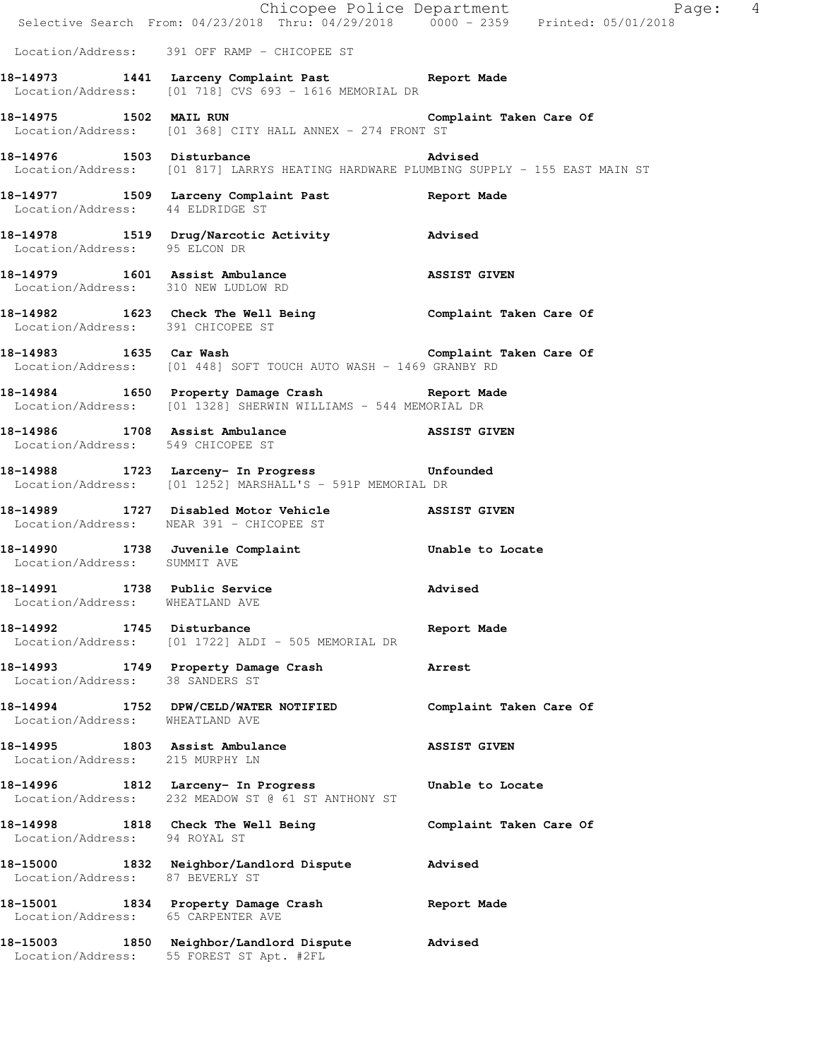Location/Address: 391 OFF RAMP - CHICOPEE ST

**18-14973 1441 Larceny Complaint Past** Report Made
Location/Address: [01 718] CVS 693 - 1616 MEMORIAL DR

**18-14975 1502 MAIL RUN** Complaint Taken Care Of
Location/Address: [01 368] CITY HALL ANNEX - 274 FRONT ST

**18-14976 1503 Disturbance** Advised
Location/Address: [01 817] LARRYS HEATING HARDWARE PLUMBING SUPPLY - 155 EAST MAIN ST

**18-14977 1509 Larceny Complaint Past** Report Made
Location/Address: 44 ELDRIDGE ST

**18-14978 1519 Drug/Narcotic Activity** Advised
Location/Address: 95 ELCON DR

**18-14979 1601 Assist Ambulance** ASSIST GIVEN
Location/Address: 310 NEW LUDLOW RD

**18-14982 1623 Check The Well Being** Complaint Taken Care Of
Location/Address: 391 CHICOPEE ST

**18-14983 1635 Car Wash** Complaint Taken Care Of
Location/Address: [01 448] SOFT TOUCH AUTO WASH - 1469 GRANBY RD

**18-14984 1650 Property Damage Crash** Report Made
Location/Address: [01 1328] SHERWIN WILLIAMS - 544 MEMORIAL DR

**18-14986 1708 Assist Ambulance** ASSIST GIVEN
Location/Address: 549 CHICOPEE ST

**18-14988 1723 Larceny- In Progress** Unfounded
Location/Address: [01 1252] MARSHALL'S - 591P MEMORIAL DR

**18-14989 1727 Disabled Motor Vehicle** ASSIST GIVEN
Location/Address: NEAR 391 - CHICOPEE ST

**18-14990 1738 Juvenile Complaint** Unable to Locate
Location/Address: SUMMIT AVE

**18-14991 1738 Public Service** Advised
Location/Address: WHEATLAND AVE

**18-14992 1745 Disturbance** Report Made
Location/Address: [01 1722] ALDI - 505 MEMORIAL DR

**18-14993 1749 Property Damage Crash** Arrest
Location/Address: 38 SANDERS ST

**18-14994 1752 DPW/CELD/WATER NOTIFIED** Complaint Taken Care Of
Location/Address: WHEATLAND AVE

**18-14995 1803 Assist Ambulance** ASSIST GIVEN
Location/Address: 215 MURPHY LN

**18-14996 1812 Larceny- In Progress** Unable to Locate
Location/Address: 232 MEADOW ST @ 61 ST ANTHONY ST

**18-14998 1818 Check The Well Being** Complaint Taken Care Of
Location/Address: 94 ROYAL ST

**18-15000 1832 Neighbor/Landlord Dispute** Advised
Location/Address: 87 BEVERLY ST

**18-15001 1834 Property Damage Crash** Report Made
Location/Address: 65 CARPENTER AVE

**18-15003 1850 Neighbor/Landlord Dispute** Advised
Location/Address: 55 FOREST ST Apt. #2FL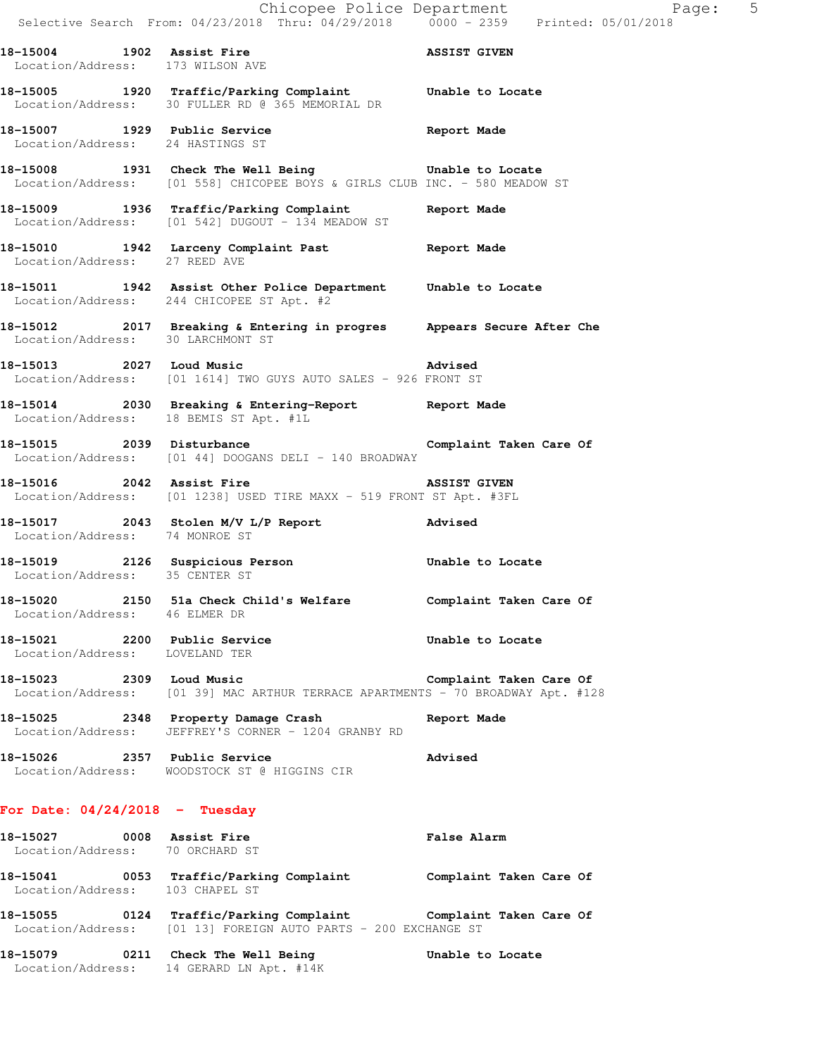18-15004 1902 Assist Fire ASSIST GIVEN
Location/Address: 173 WILSON AVE

18-15005 1920 Traffic/Parking Complaint Unable to Locate
Location/Address: 30 FULLER RD @ 365 MEMORIAL DR

18-15007 1929 Public Service Report Made
Location/Address: 24 HASTINGS ST

18-15008 1931 Check The Well Being Unable to Locate
Location/Address: [01 558] CHICOPEE BOYS & GIRLS CLUB INC. - 580 MEADOW ST

18-15009 1936 Traffic/Parking Complaint Report Made
Location/Address: [01 542] DUGOUT - 134 MEADOW ST

18-15010 1942 Larceny Complaint Past Report Made
Location/Address: 27 REED AVE

18-15011 1942 Assist Other Police Department Unable to Locate
Location/Address: 244 CHICOPEE ST Apt. #2

18-15012 2017 Breaking & Entering in progres Appears Secure After Che
Location/Address: 30 LARCHMONT ST

18-15013 2027 Loud Music Advised
Location/Address: [01 1614] TWO GUYS AUTO SALES - 926 FRONT ST

18-15014 2030 Breaking & Entering-Report Report Made
Location/Address: 18 BEMIS ST Apt. #1L

18-15015 2039 Disturbance Complaint Taken Care Of
Location/Address: [01 44] DOOGANS DELI - 140 BROADWAY

18-15016 2042 Assist Fire ASSIST GIVEN
Location/Address: [01 1238] USED TIRE MAXX - 519 FRONT ST Apt. #3FL

18-15017 2043 Stolen M/V L/P Report Advised
Location/Address: 74 MONROE ST

18-15019 2126 Suspicious Person Unable to Locate
Location/Address: 35 CENTER ST

18-15020 2150 51a Check Child's Welfare Complaint Taken Care Of
Location/Address: 46 ELMER DR

18-15021 2200 Public Service Unable to Locate
Location/Address: LOVELAND TER

18-15023 2309 Loud Music Complaint Taken Care Of
Location/Address: [01 39] MAC ARTHUR TERRACE APARTMENTS - 70 BROADWAY Apt. #128

18-15025 2348 Property Damage Crash Report Made
Location/Address: JEFFREY'S CORNER - 1204 GRANBY RD

18-15026 2357 Public Service Advised
Location/Address: WOODSTOCK ST @ HIGGINS CIR

## For Date: 04/24/2018 - Tuesday

18-15027 0008 Assist Fire False Alarm
Location/Address: 70 ORCHARD ST

18-15041 0053 Traffic/Parking Complaint Complaint Taken Care Of
Location/Address: 103 CHAPEL ST

18-15055 0124 Traffic/Parking Complaint Complaint Taken Care Of
Location/Address: [01 13] FOREIGN AUTO PARTS - 200 EXCHANGE ST

18-15079 0211 Check The Well Being Unable to Locate
Location/Address: 14 GERARD LN Apt. #14K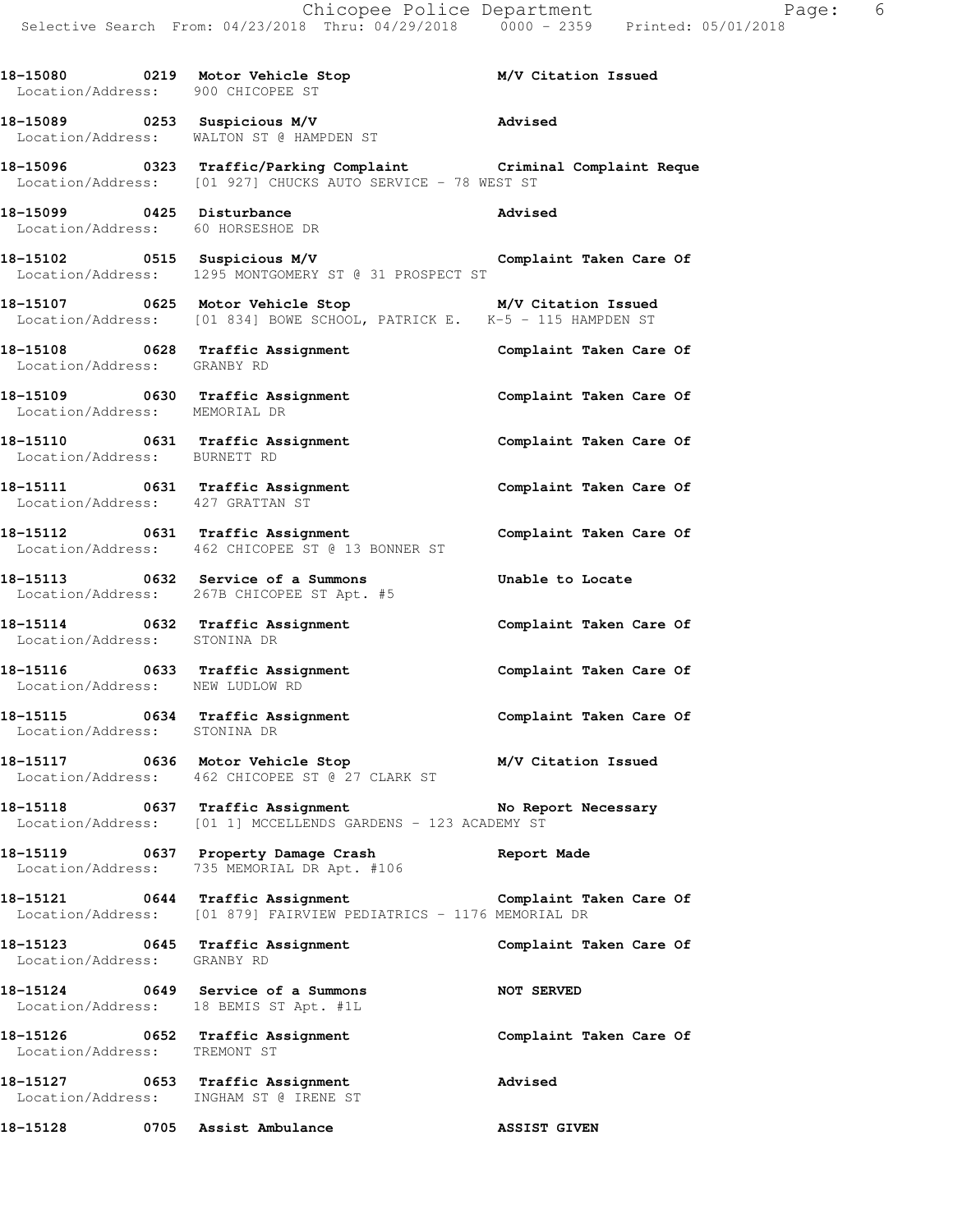**18-15080 0219 Motor Vehicle Stop M/V Citation Issued**
Location/Address: 900 CHICOPEE ST

**18-15089 0253 Suspicious M/V Advised**
Location/Address: WALTON ST @ HAMPDEN ST

**18-15096 0323 Traffic/Parking Complaint Criminal Complaint Reque**
Location/Address: [01 927] CHUCKS AUTO SERVICE - 78 WEST ST

**18-15099 0425 Disturbance Advised**
Location/Address: 60 HORSESHOE DR

**18-15102 0515 Suspicious M/V Complaint Taken Care Of**
Location/Address: 1295 MONTGOMERY ST @ 31 PROSPECT ST

**18-15107 0625 Motor Vehicle Stop M/V Citation Issued**
Location/Address: [01 834] BOWE SCHOOL, PATRICK E. K-5 - 115 HAMPDEN ST

**18-15108 0628 Traffic Assignment Complaint Taken Care Of**
Location/Address: GRANBY RD

**18-15109 0630 Traffic Assignment Complaint Taken Care Of**
Location/Address: MEMORIAL DR

**18-15110 0631 Traffic Assignment Complaint Taken Care Of**
Location/Address: BURNETT RD

**18-15111 0631 Traffic Assignment Complaint Taken Care Of**
Location/Address: 427 GRATTAN ST

**18-15112 0631 Traffic Assignment Complaint Taken Care Of**
Location/Address: 462 CHICOPEE ST @ 13 BONNER ST

**18-15113 0632 Service of a Summons Unable to Locate**
Location/Address: 267B CHICOPEE ST Apt. #5

**18-15114 0632 Traffic Assignment Complaint Taken Care Of**
Location/Address: STONINA DR

**18-15116 0633 Traffic Assignment Complaint Taken Care Of**
Location/Address: NEW LUDLOW RD

**18-15115 0634 Traffic Assignment Complaint Taken Care Of**
Location/Address: STONINA DR

**18-15117 0636 Motor Vehicle Stop M/V Citation Issued**
Location/Address: 462 CHICOPEE ST @ 27 CLARK ST

**18-15118 0637 Traffic Assignment No Report Necessary**
Location/Address: [01 1] MCCELLENDS GARDENS - 123 ACADEMY ST

**18-15119 0637 Property Damage Crash Report Made**
Location/Address: 735 MEMORIAL DR Apt. #106

**18-15121 0644 Traffic Assignment Complaint Taken Care Of**
Location/Address: [01 879] FAIRVIEW PEDIATRICS - 1176 MEMORIAL DR

**18-15123 0645 Traffic Assignment Complaint Taken Care Of**
Location/Address: GRANBY RD

**18-15124 0649 Service of a Summons NOT SERVED**
Location/Address: 18 BEMIS ST Apt. #1L

**18-15126 0652 Traffic Assignment Complaint Taken Care Of**
Location/Address: TREMONT ST

**18-15127 0653 Traffic Assignment Advised**
Location/Address: INGHAM ST @ IRENE ST

**18-15128 0705 Assist Ambulance ASSIST GIVEN**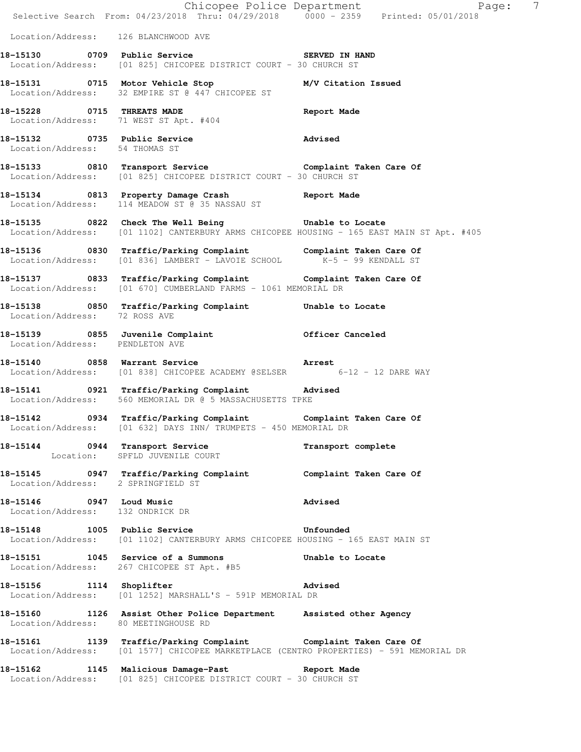Location/Address: 126 BLANCHWOOD AVE

**18-15130 0709 Public Service** **SERVED IN HAND**
Location/Address: [01 825] CHICOPEE DISTRICT COURT - 30 CHURCH ST

**18-15131 0715 Motor Vehicle Stop** **M/V Citation Issued**
Location/Address: 32 EMPIRE ST @ 447 CHICOPEE ST

**18-15228 0715 THREATS MADE** **Report Made**
Location/Address: 71 WEST ST Apt. #404

**18-15132 0735 Public Service** **Advised**
Location/Address: 54 THOMAS ST

**18-15133 0810 Transport Service** **Complaint Taken Care Of**
Location/Address: [01 825] CHICOPEE DISTRICT COURT - 30 CHURCH ST

**18-15134 0813 Property Damage Crash** **Report Made**
Location/Address: 114 MEADOW ST @ 35 NASSAU ST

**18-15135 0822 Check The Well Being** **Unable to Locate**
Location/Address: [01 1102] CANTERBURY ARMS CHICOPEE HOUSING - 165 EAST MAIN ST Apt. #405

**18-15136 0830 Traffic/Parking Complaint** **Complaint Taken Care Of**
Location/Address: [01 836] LAMBERT - LAVOIE SCHOOL K-5 - 99 KENDALL ST

**18-15137 0833 Traffic/Parking Complaint** **Complaint Taken Care Of**
Location/Address: [01 670] CUMBERLAND FARMS - 1061 MEMORIAL DR

**18-15138 0850 Traffic/Parking Complaint** **Unable to Locate**
Location/Address: 72 ROSS AVE

**18-15139 0855 Juvenile Complaint** **Officer Canceled**
Location/Address: PENDLETON AVE

**18-15140 0858 Warrant Service** **Arrest**
Location/Address: [01 838] CHICOPEE ACADEMY @SELSER 6-12 - 12 DARE WAY

**18-15141 0921 Traffic/Parking Complaint** **Advised**
Location/Address: 560 MEMORIAL DR @ 5 MASSACHUSETTS TPKE

**18-15142 0934 Traffic/Parking Complaint** **Complaint Taken Care Of**
Location/Address: [01 632] DAYS INN/ TRUMPETS - 450 MEMORIAL DR

**18-15144 0944 Transport Service** **Transport complete**
Location: SPFLD JUVENILE COURT

**18-15145 0947 Traffic/Parking Complaint** **Complaint Taken Care Of**
Location/Address: 2 SPRINGFIELD ST

**18-15146 0947 Loud Music** **Advised**
Location/Address: 132 ONDRICK DR

**18-15148 1005 Public Service** **Unfounded**
Location/Address: [01 1102] CANTERBURY ARMS CHICOPEE HOUSING - 165 EAST MAIN ST

**18-15151 1045 Service of a Summons** **Unable to Locate**
Location/Address: 267 CHICOPEE ST Apt. #B5

**18-15156 1114 Shoplifter** **Advised**
Location/Address: [01 1252] MARSHALL'S - 591P MEMORIAL DR

**18-15160 1126 Assist Other Police Department** **Assisted other Agency**
Location/Address: 80 MEETINGHOUSE RD

**18-15161 1139 Traffic/Parking Complaint** **Complaint Taken Care Of**
Location/Address: [01 1577] CHICOPEE MARKETPLACE (CENTRO PROPERTIES) - 591 MEMORIAL DR

**18-15162 1145 Malicious Damage-Past** **Report Made**
Location/Address: [01 825] CHICOPEE DISTRICT COURT - 30 CHURCH ST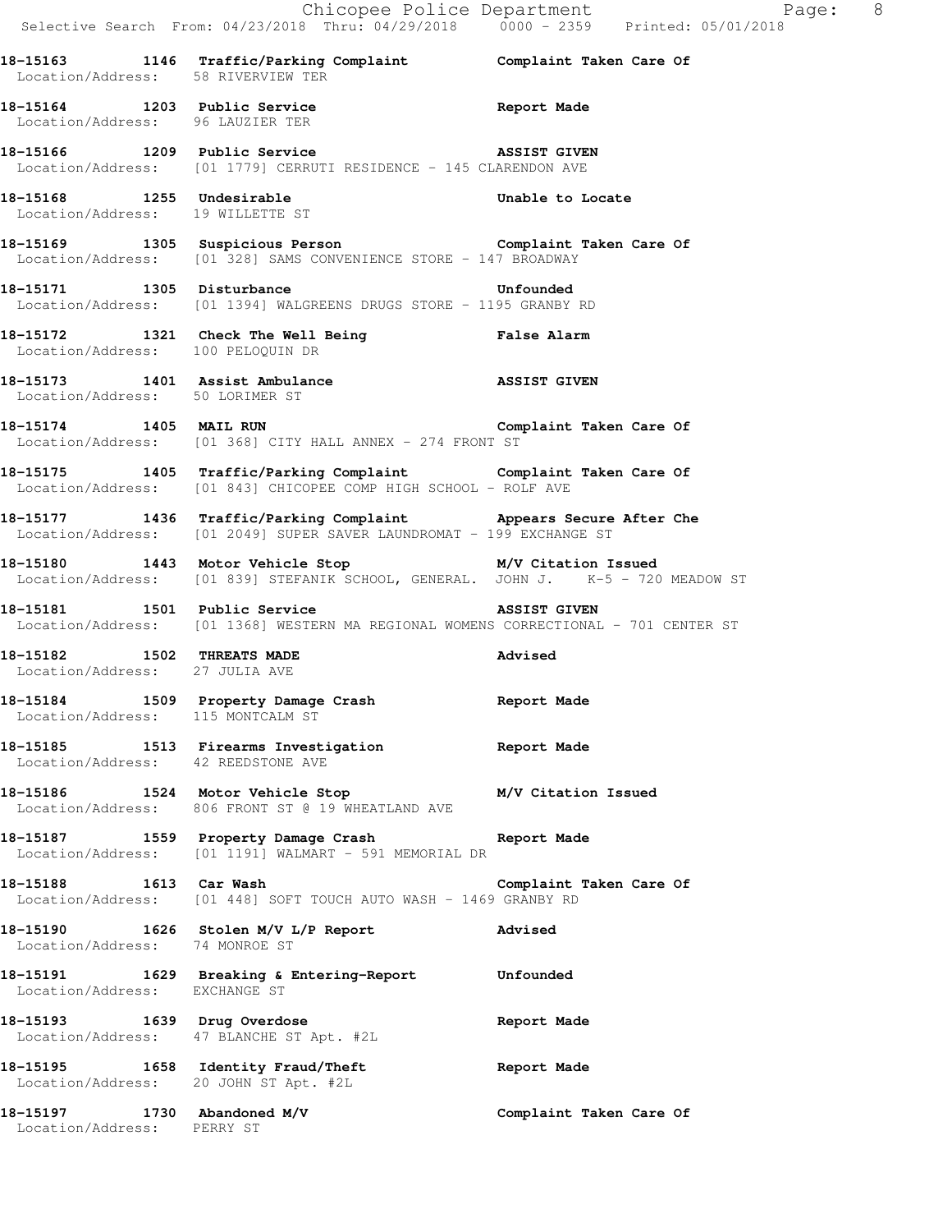**18-15163 1146 Traffic/Parking Complaint** **Complaint Taken Care Of**
Location/Address: 58 RIVERVIEW TER

**18-15164 1203 Public Service** **Report Made**
Location/Address: 96 LAUZIER TER

**18-15166 1209 Public Service** **ASSIST GIVEN**
Location/Address: [01 1779] CERRUTI RESIDENCE - 145 CLARENDON AVE

**18-15168 1255 Undesirable** **Unable to Locate**
Location/Address: 19 WILLETTE ST

**18-15169 1305 Suspicious Person** **Complaint Taken Care Of**
Location/Address: [01 328] SAMS CONVENIENCE STORE - 147 BROADWAY

**18-15171 1305 Disturbance** **Unfounded**
Location/Address: [01 1394] WALGREENS DRUGS STORE - 1195 GRANBY RD

**18-15172 1321 Check The Well Being** **False Alarm**
Location/Address: 100 PELOQUIN DR

**18-15173 1401 Assist Ambulance** **ASSIST GIVEN**
Location/Address: 50 LORIMER ST

**18-15174 1405 MAIL RUN** **Complaint Taken Care Of**
Location/Address: [01 368] CITY HALL ANNEX - 274 FRONT ST

**18-15175 1405 Traffic/Parking Complaint** **Complaint Taken Care Of**
Location/Address: [01 843] CHICOPEE COMP HIGH SCHOOL - ROLF AVE

**18-15177 1436 Traffic/Parking Complaint** **Appears Secure After Che**
Location/Address: [01 2049] SUPER SAVER LAUNDROMAT - 199 EXCHANGE ST

**18-15180 1443 Motor Vehicle Stop** **M/V Citation Issued**
Location/Address: [01 839] STEFANIK SCHOOL, GENERAL. JOHN J. K-5 - 720 MEADOW ST

**18-15181 1501 Public Service** **ASSIST GIVEN**
Location/Address: [01 1368] WESTERN MA REGIONAL WOMENS CORRECTIONAL - 701 CENTER ST

**18-15182 1502 THREATS MADE** **Advised**
Location/Address: 27 JULIA AVE

**18-15184 1509 Property Damage Crash** **Report Made**
Location/Address: 115 MONTCALM ST

**18-15185 1513 Firearms Investigation** **Report Made**
Location/Address: 42 REEDSTONE AVE

**18-15186 1524 Motor Vehicle Stop** **M/V Citation Issued**
Location/Address: 806 FRONT ST @ 19 WHEATLAND AVE

**18-15187 1559 Property Damage Crash** **Report Made**
Location/Address: [01 1191] WALMART - 591 MEMORIAL DR

**18-15188 1613 Car Wash** **Complaint Taken Care Of**
Location/Address: [01 448] SOFT TOUCH AUTO WASH - 1469 GRANBY RD

**18-15190 1626 Stolen M/V L/P Report** **Advised**
Location/Address: 74 MONROE ST

**18-15191 1629 Breaking & Entering-Report** **Unfounded**
Location/Address: EXCHANGE ST

**18-15193 1639 Drug Overdose** **Report Made**
Location/Address: 47 BLANCHE ST Apt. #2L

**18-15195 1658 Identity Fraud/Theft** **Report Made**
Location/Address: 20 JOHN ST Apt. #2L

**18-15197 1730 Abandoned M/V** **Complaint Taken Care Of**
Location/Address: PERRY ST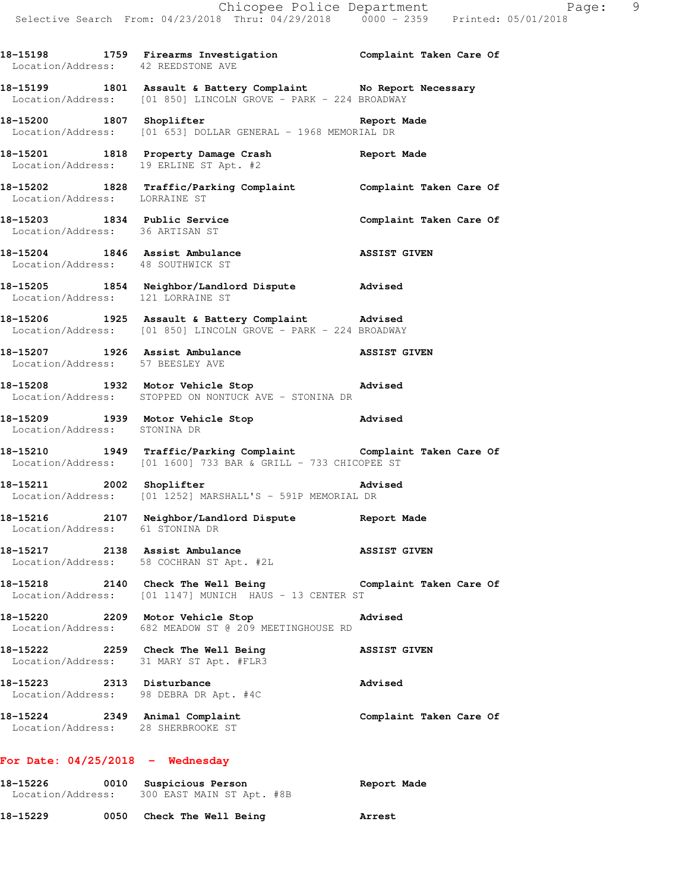**18-15198 1759 Firearms Investigation Complaint Taken Care Of**
Location/Address: 42 REEDSTONE AVE

**18-15199 1801 Assault & Battery Complaint No Report Necessary**
Location/Address: [01 850] LINCOLN GROVE - PARK - 224 BROADWAY

**18-15200 1807 Shoplifter Report Made**
Location/Address: [01 653] DOLLAR GENERAL - 1968 MEMORIAL DR

**18-15201 1818 Property Damage Crash Report Made**
Location/Address: 19 ERLINE ST Apt. #2

**18-15202 1828 Traffic/Parking Complaint Complaint Taken Care Of**
Location/Address: LORRAINE ST

**18-15203 1834 Public Service Complaint Taken Care Of**
Location/Address: 36 ARTISAN ST

**18-15204 1846 Assist Ambulance ASSIST GIVEN**
Location/Address: 48 SOUTHWICK ST

**18-15205 1854 Neighbor/Landlord Dispute Advised**
Location/Address: 121 LORRAINE ST

**18-15206 1925 Assault & Battery Complaint Advised**
Location/Address: [01 850] LINCOLN GROVE - PARK - 224 BROADWAY

**18-15207 1926 Assist Ambulance ASSIST GIVEN**
Location/Address: 57 BEESLEY AVE

**18-15208 1932 Motor Vehicle Stop Advised**
Location/Address: STOPPED ON NONTUCK AVE - STONINA DR

**18-15209 1939 Motor Vehicle Stop Advised**
Location/Address: STONINA DR

**18-15210 1949 Traffic/Parking Complaint Complaint Taken Care Of**
Location/Address: [01 1600] 733 BAR & GRILL - 733 CHICOPEE ST

**18-15211 2002 Shoplifter Advised**
Location/Address: [01 1252] MARSHALL'S - 591P MEMORIAL DR

**18-15216 2107 Neighbor/Landlord Dispute Report Made**
Location/Address: 61 STONINA DR

**18-15217 2138 Assist Ambulance ASSIST GIVEN**
Location/Address: 58 COCHRAN ST Apt. #2L

**18-15218 2140 Check The Well Being Complaint Taken Care Of**
Location/Address: [01 1147] MUNICH HAUS - 13 CENTER ST

**18-15220 2209 Motor Vehicle Stop Advised**
Location/Address: 682 MEADOW ST @ 209 MEETINGHOUSE RD

**18-15222 2259 Check The Well Being ASSIST GIVEN**
Location/Address: 31 MARY ST Apt. #FLR3

**18-15223 2313 Disturbance Advised**
Location/Address: 98 DEBRA DR Apt. #4C

**18-15224 2349 Animal Complaint Complaint Taken Care Of**
Location/Address: 28 SHERBROOKE ST

## For Date: 04/25/2018 - Wednesday

**18-15226 0010 Suspicious Person Report Made**
Location/Address: 300 EAST MAIN ST Apt. #8B

**18-15229 0050 Check The Well Being Arrest**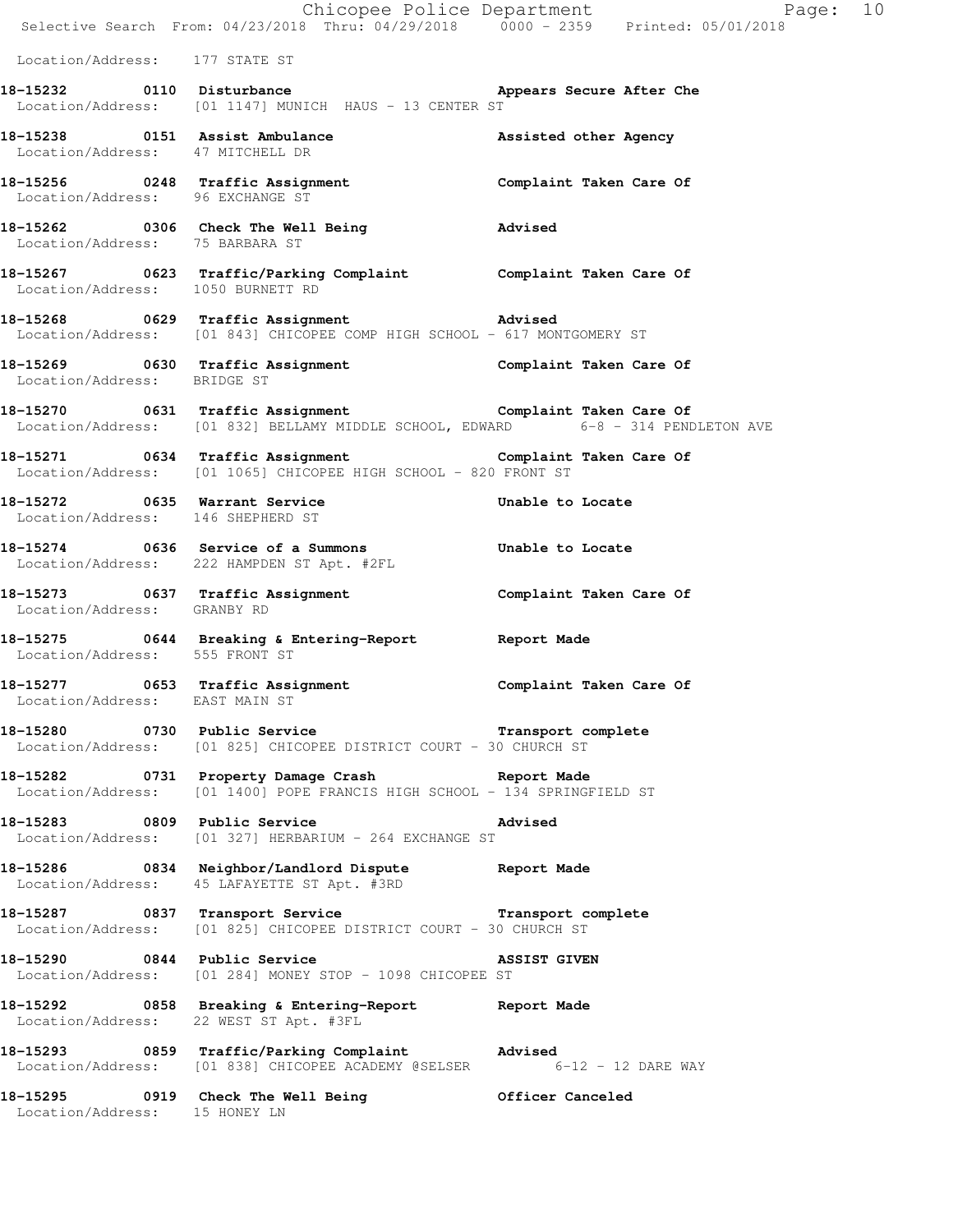Location/Address: 177 STATE ST

**18-15232 0110 Disturbance** Appears Secure After Che
Location/Address: [01 1147] MUNICH HAUS - 13 CENTER ST

**18-15238 0151 Assist Ambulance** Assisted other Agency
Location/Address: 47 MITCHELL DR

**18-15256 0248 Traffic Assignment** Complaint Taken Care Of
Location/Address: 96 EXCHANGE ST

**18-15262 0306 Check The Well Being** Advised
Location/Address: 75 BARBARA ST

**18-15267 0623 Traffic/Parking Complaint** Complaint Taken Care Of
Location/Address: 1050 BURNETT RD

**18-15268 0629 Traffic Assignment** Advised
Location/Address: [01 843] CHICOPEE COMP HIGH SCHOOL - 617 MONTGOMERY ST

**18-15269 0630 Traffic Assignment** Complaint Taken Care Of
Location/Address: BRIDGE ST

**18-15270 0631 Traffic Assignment** Complaint Taken Care Of
Location/Address: [01 832] BELLAMY MIDDLE SCHOOL, EDWARD 6-8 - 314 PENDLETON AVE

**18-15271 0634 Traffic Assignment** Complaint Taken Care Of
Location/Address: [01 1065] CHICOPEE HIGH SCHOOL - 820 FRONT ST

**18-15272 0635 Warrant Service** Unable to Locate
Location/Address: 146 SHEPHERD ST

**18-15274 0636 Service of a Summons** Unable to Locate
Location/Address: 222 HAMPDEN ST Apt. #2FL

**18-15273 0637 Traffic Assignment** Complaint Taken Care Of
Location/Address: GRANBY RD

**18-15275 0644 Breaking & Entering-Report** Report Made
Location/Address: 555 FRONT ST

**18-15277 0653 Traffic Assignment** Complaint Taken Care Of
Location/Address: EAST MAIN ST

**18-15280 0730 Public Service** Transport complete
Location/Address: [01 825] CHICOPEE DISTRICT COURT - 30 CHURCH ST

**18-15282 0731 Property Damage Crash** Report Made
Location/Address: [01 1400] POPE FRANCIS HIGH SCHOOL - 134 SPRINGFIELD ST

**18-15283 0809 Public Service** Advised
Location/Address: [01 327] HERBARIUM - 264 EXCHANGE ST

**18-15286 0834 Neighbor/Landlord Dispute** Report Made
Location/Address: 45 LAFAYETTE ST Apt. #3RD

**18-15287 0837 Transport Service** Transport complete
Location/Address: [01 825] CHICOPEE DISTRICT COURT - 30 CHURCH ST

**18-15290 0844 Public Service** ASSIST GIVEN
Location/Address: [01 284] MONEY STOP - 1098 CHICOPEE ST

**18-15292 0858 Breaking & Entering-Report** Report Made
Location/Address: 22 WEST ST Apt. #3FL

**18-15293 0859 Traffic/Parking Complaint** Advised
Location/Address: [01 838] CHICOPEE ACADEMY @SELSER 6-12 - 12 DARE WAY

**18-15295 0919 Check The Well Being** Officer Canceled
Location/Address: 15 HONEY LN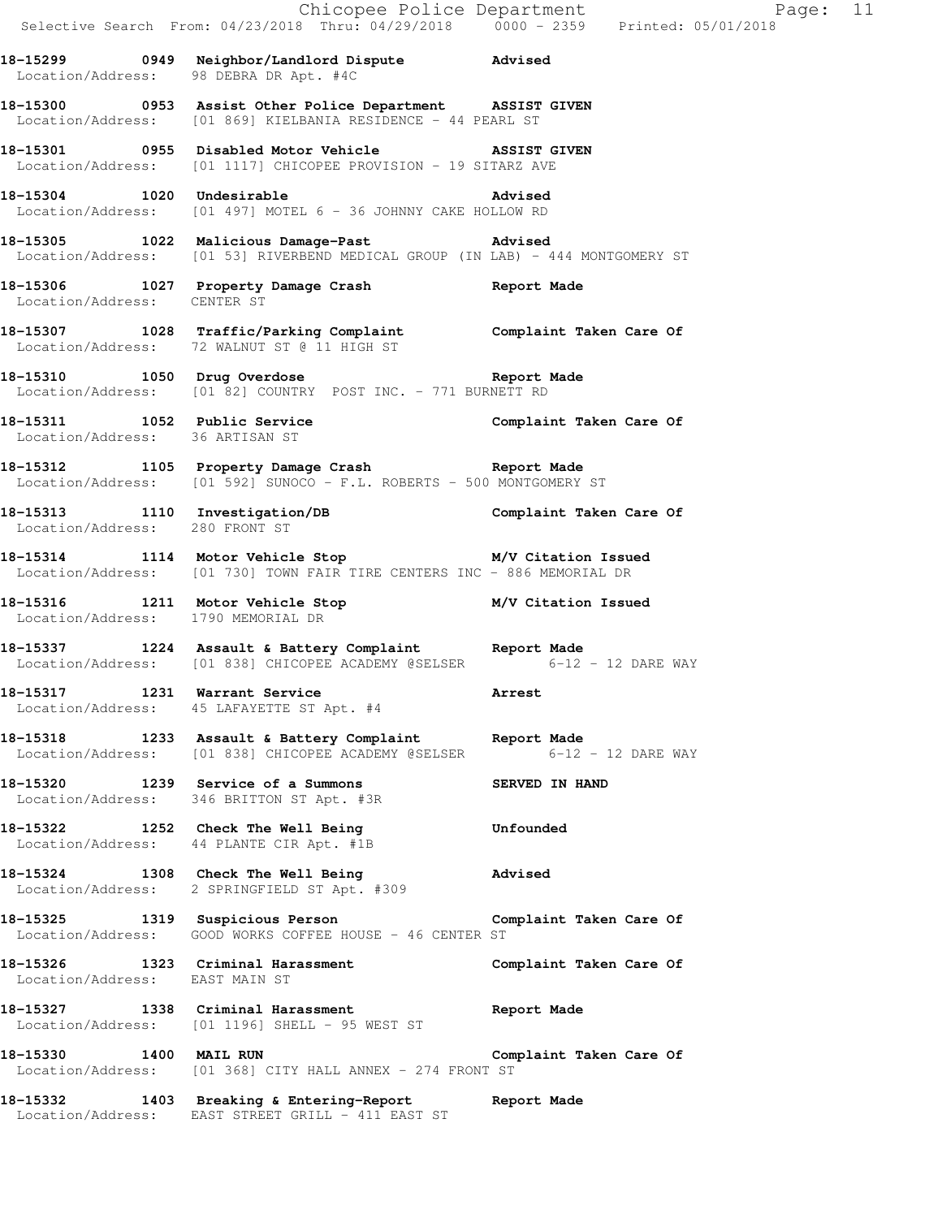18-15299 0949 Neighbor/Landlord Dispute Advised
Location/Address: 98 DEBRA DR Apt. #4C

18-15300 0953 Assist Other Police Department ASSIST GIVEN
Location/Address: [01 869] KIELBANIA RESIDENCE - 44 PEARL ST

18-15301 0955 Disabled Motor Vehicle ASSIST GIVEN
Location/Address: [01 1117] CHICOPEE PROVISION - 19 SITARZ AVE

18-15304 1020 Undesirable Advised
Location/Address: [01 497] MOTEL 6 - 36 JOHNNY CAKE HOLLOW RD

18-15305 1022 Malicious Damage-Past Advised
Location/Address: [01 53] RIVERBEND MEDICAL GROUP (IN LAB) - 444 MONTGOMERY ST

18-15306 1027 Property Damage Crash Report Made
Location/Address: CENTER ST

18-15307 1028 Traffic/Parking Complaint Complaint Taken Care Of
Location/Address: 72 WALNUT ST @ 11 HIGH ST

18-15310 1050 Drug Overdose Report Made
Location/Address: [01 82] COUNTRY POST INC. - 771 BURNETT RD

18-15311 1052 Public Service Complaint Taken Care Of
Location/Address: 36 ARTISAN ST

18-15312 1105 Property Damage Crash Report Made
Location/Address: [01 592] SUNOCO - F.L. ROBERTS - 500 MONTGOMERY ST

18-15313 1110 Investigation/DB Complaint Taken Care Of
Location/Address: 280 FRONT ST

18-15314 1114 Motor Vehicle Stop M/V Citation Issued
Location/Address: [01 730] TOWN FAIR TIRE CENTERS INC - 886 MEMORIAL DR

18-15316 1211 Motor Vehicle Stop M/V Citation Issued
Location/Address: 1790 MEMORIAL DR

18-15337 1224 Assault & Battery Complaint Report Made
Location/Address: [01 838] CHICOPEE ACADEMY @SELSER 6-12 - 12 DARE WAY

18-15317 1231 Warrant Service Arrest
Location/Address: 45 LAFAYETTE ST Apt. #4

18-15318 1233 Assault & Battery Complaint Report Made
Location/Address: [01 838] CHICOPEE ACADEMY @SELSER 6-12 - 12 DARE WAY

18-15320 1239 Service of a Summons SERVED IN HAND
Location/Address: 346 BRITTON ST Apt. #3R

18-15322 1252 Check The Well Being Unfounded
Location/Address: 44 PLANTE CIR Apt. #1B

18-15324 1308 Check The Well Being Advised
Location/Address: 2 SPRINGFIELD ST Apt. #309

18-15325 1319 Suspicious Person Complaint Taken Care Of
Location/Address: GOOD WORKS COFFEE HOUSE - 46 CENTER ST

18-15326 1323 Criminal Harassment Complaint Taken Care Of
Location/Address: EAST MAIN ST

18-15327 1338 Criminal Harassment Report Made
Location/Address: [01 1196] SHELL - 95 WEST ST

18-15330 1400 MAIL RUN Complaint Taken Care Of
Location/Address: [01 368] CITY HALL ANNEX - 274 FRONT ST

18-15332 1403 Breaking & Entering-Report Report Made
Location/Address: EAST STREET GRILL - 411 EAST ST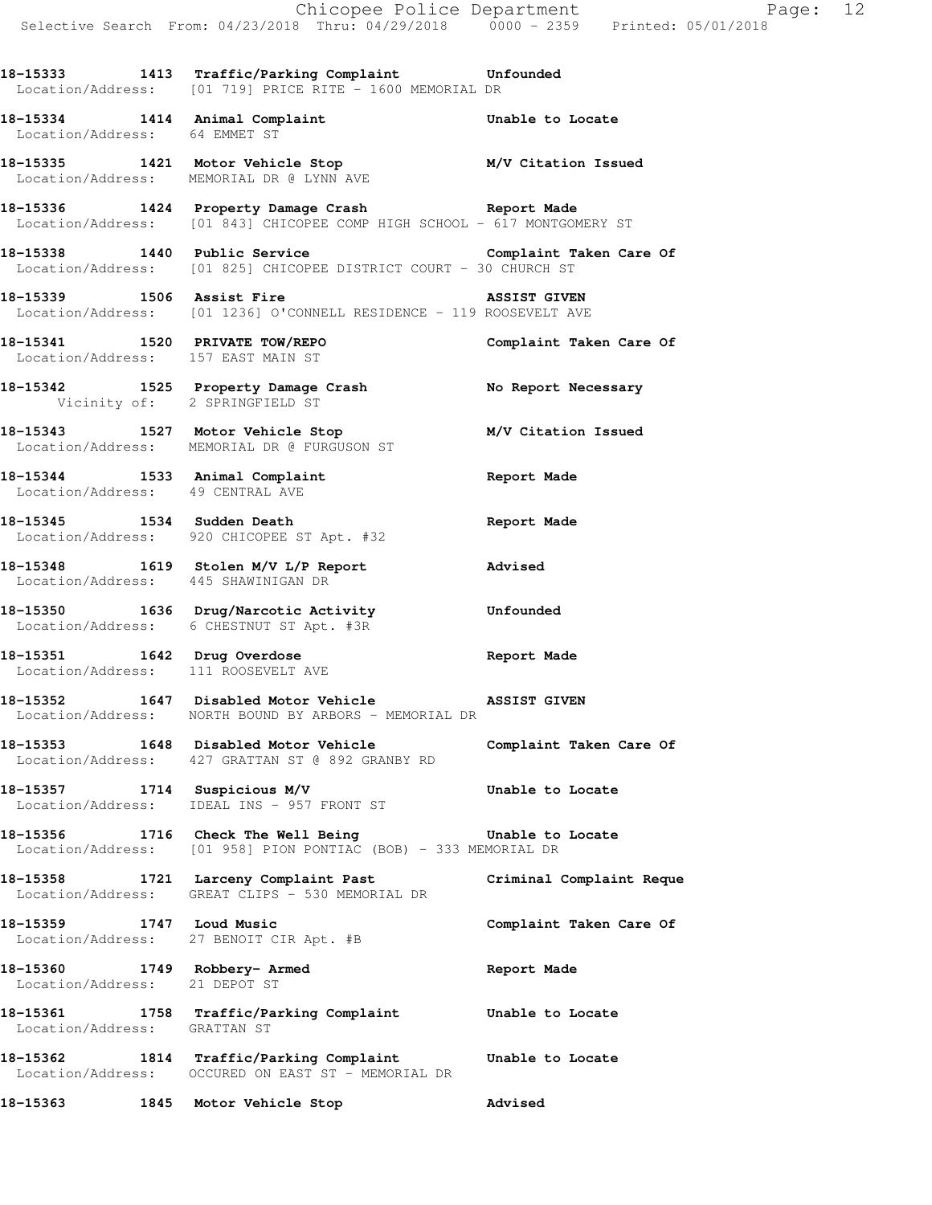**18-15333 1413 Traffic/Parking Complaint Unfounded**
Location/Address: [01 719] PRICE RITE - 1600 MEMORIAL DR

**18-15334 1414 Animal Complaint Unable to Locate**
Location/Address: 64 EMMET ST

**18-15335 1421 Motor Vehicle Stop M/V Citation Issued**
Location/Address: MEMORIAL DR @ LYNN AVE

**18-15336 1424 Property Damage Crash Report Made**
Location/Address: [01 843] CHICOPEE COMP HIGH SCHOOL - 617 MONTGOMERY ST

**18-15338 1440 Public Service Complaint Taken Care Of**
Location/Address: [01 825] CHICOPEE DISTRICT COURT - 30 CHURCH ST

**18-15339 1506 Assist Fire ASSIST GIVEN**
Location/Address: [01 1236] O'CONNELL RESIDENCE - 119 ROOSEVELT AVE

**18-15341 1520 PRIVATE TOW/REPO Complaint Taken Care Of**
Location/Address: 157 EAST MAIN ST

**18-15342 1525 Property Damage Crash No Report Necessary**
Vicinity of: 2 SPRINGFIELD ST

**18-15343 1527 Motor Vehicle Stop M/V Citation Issued**
Location/Address: MEMORIAL DR @ FURGUSON ST

**18-15344 1533 Animal Complaint Report Made**
Location/Address: 49 CENTRAL AVE

**18-15345 1534 Sudden Death Report Made**
Location/Address: 920 CHICOPEE ST Apt. #32

**18-15348 1619 Stolen M/V L/P Report Advised**
Location/Address: 445 SHAWINIGAN DR

**18-15350 1636 Drug/Narcotic Activity Unfounded**
Location/Address: 6 CHESTNUT ST Apt. #3R

**18-15351 1642 Drug Overdose Report Made**
Location/Address: 111 ROOSEVELT AVE

**18-15352 1647 Disabled Motor Vehicle ASSIST GIVEN**
Location/Address: NORTH BOUND BY ARBORS - MEMORIAL DR

**18-15353 1648 Disabled Motor Vehicle Complaint Taken Care Of**
Location/Address: 427 GRATTAN ST @ 892 GRANBY RD

**18-15357 1714 Suspicious M/V Unable to Locate**
Location/Address: IDEAL INS - 957 FRONT ST

**18-15356 1716 Check The Well Being Unable to Locate**
Location/Address: [01 958] PION PONTIAC (BOB) - 333 MEMORIAL DR

**18-15358 1721 Larceny Complaint Past Criminal Complaint Reque**
Location/Address: GREAT CLIPS - 530 MEMORIAL DR

**18-15359 1747 Loud Music Complaint Taken Care Of**
Location/Address: 27 BENOIT CIR Apt. #B

**18-15360 1749 Robbery- Armed Report Made**
Location/Address: 21 DEPOT ST

**18-15361 1758 Traffic/Parking Complaint Unable to Locate**
Location/Address: GRATTAN ST

**18-15362 1814 Traffic/Parking Complaint Unable to Locate**
Location/Address: OCCURED ON EAST ST - MEMORIAL DR

**18-15363 1845 Motor Vehicle Stop Advised**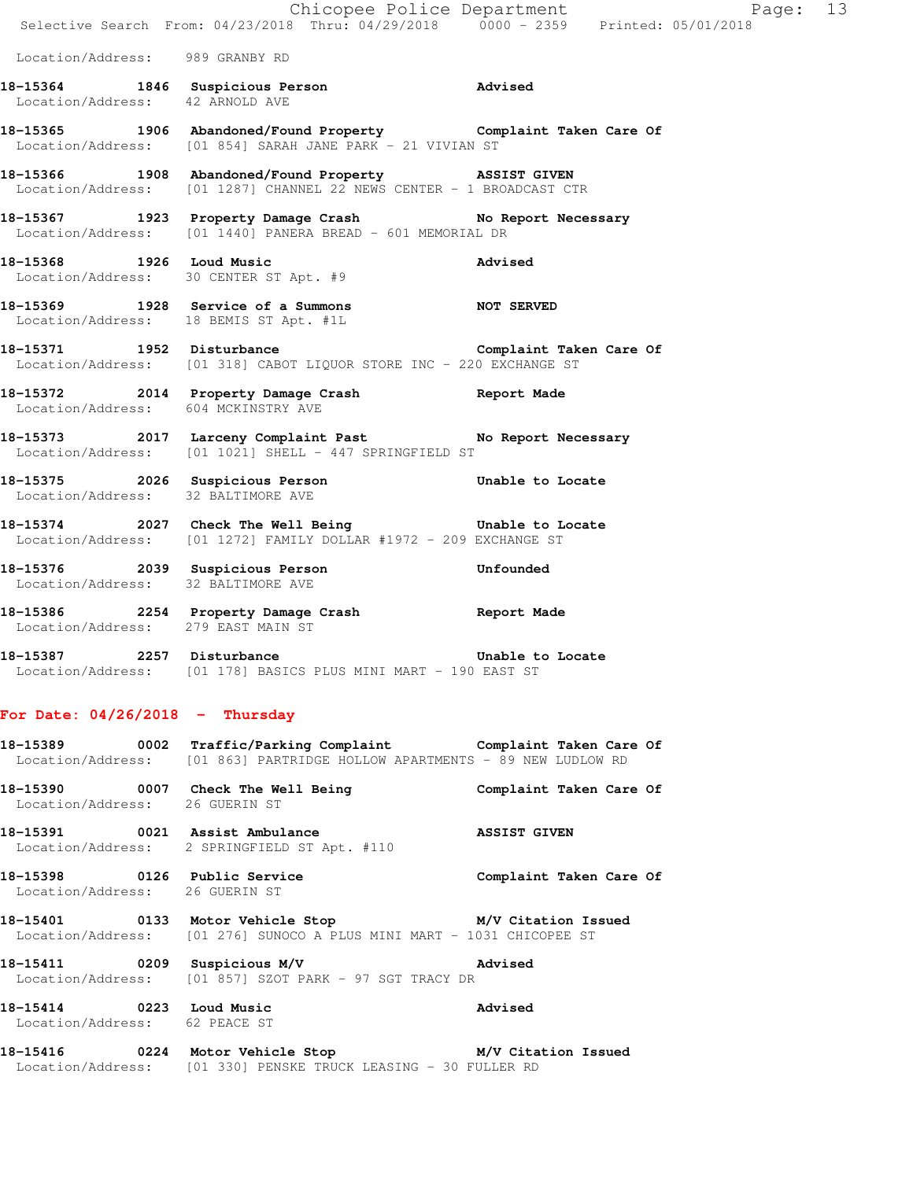Location/Address: 989 GRANBY RD

**18-15364 1846 Suspicious Person** **Advised**
Location/Address: 42 ARNOLD AVE

**18-15365 1906 Abandoned/Found Property** **Complaint Taken Care Of**
Location/Address: [01 854] SARAH JANE PARK - 21 VIVIAN ST

**18-15366 1908 Abandoned/Found Property** **ASSIST GIVEN**
Location/Address: [01 1287] CHANNEL 22 NEWS CENTER - 1 BROADCAST CTR

**18-15367 1923 Property Damage Crash** **No Report Necessary**
Location/Address: [01 1440] PANERA BREAD - 601 MEMORIAL DR

**18-15368 1926 Loud Music** **Advised**
Location/Address: 30 CENTER ST Apt. #9

**18-15369 1928 Service of a Summons** **NOT SERVED**
Location/Address: 18 BEMIS ST Apt. #1L

**18-15371 1952 Disturbance** **Complaint Taken Care Of**
Location/Address: [01 318] CABOT LIQUOR STORE INC - 220 EXCHANGE ST

**18-15372 2014 Property Damage Crash** **Report Made**
Location/Address: 604 MCKINSTRY AVE

**18-15373 2017 Larceny Complaint Past** **No Report Necessary**
Location/Address: [01 1021] SHELL - 447 SPRINGFIELD ST

**18-15375 2026 Suspicious Person** **Unable to Locate**
Location/Address: 32 BALTIMORE AVE

**18-15374 2027 Check The Well Being** **Unable to Locate**
Location/Address: [01 1272] FAMILY DOLLAR #1972 - 209 EXCHANGE ST

**18-15376 2039 Suspicious Person** **Unfounded**
Location/Address: 32 BALTIMORE AVE

**18-15386 2254 Property Damage Crash** **Report Made**
Location/Address: 279 EAST MAIN ST

**18-15387 2257 Disturbance** **Unable to Locate**
Location/Address: [01 178] BASICS PLUS MINI MART - 190 EAST ST

## For Date: 04/26/2018 - Thursday

**18-15389 0002 Traffic/Parking Complaint** **Complaint Taken Care Of**
Location/Address: [01 863] PARTRIDGE HOLLOW APARTMENTS - 89 NEW LUDLOW RD

**18-15390 0007 Check The Well Being** **Complaint Taken Care Of**
Location/Address: 26 GUERIN ST

**18-15391 0021 Assist Ambulance** **ASSIST GIVEN**
Location/Address: 2 SPRINGFIELD ST Apt. #110

**18-15398 0126 Public Service** **Complaint Taken Care Of**
Location/Address: 26 GUERIN ST

**18-15401 0133 Motor Vehicle Stop** **M/V Citation Issued**
Location/Address: [01 276] SUNOCO A PLUS MINI MART - 1031 CHICOPEE ST

**18-15411 0209 Suspicious M/V** **Advised**
Location/Address: [01 857] SZOT PARK - 97 SGT TRACY DR

**18-15414 0223 Loud Music** **Advised**
Location/Address: 62 PEACE ST

**18-15416 0224 Motor Vehicle Stop** **M/V Citation Issued**
Location/Address: [01 330] PENSKE TRUCK LEASING - 30 FULLER RD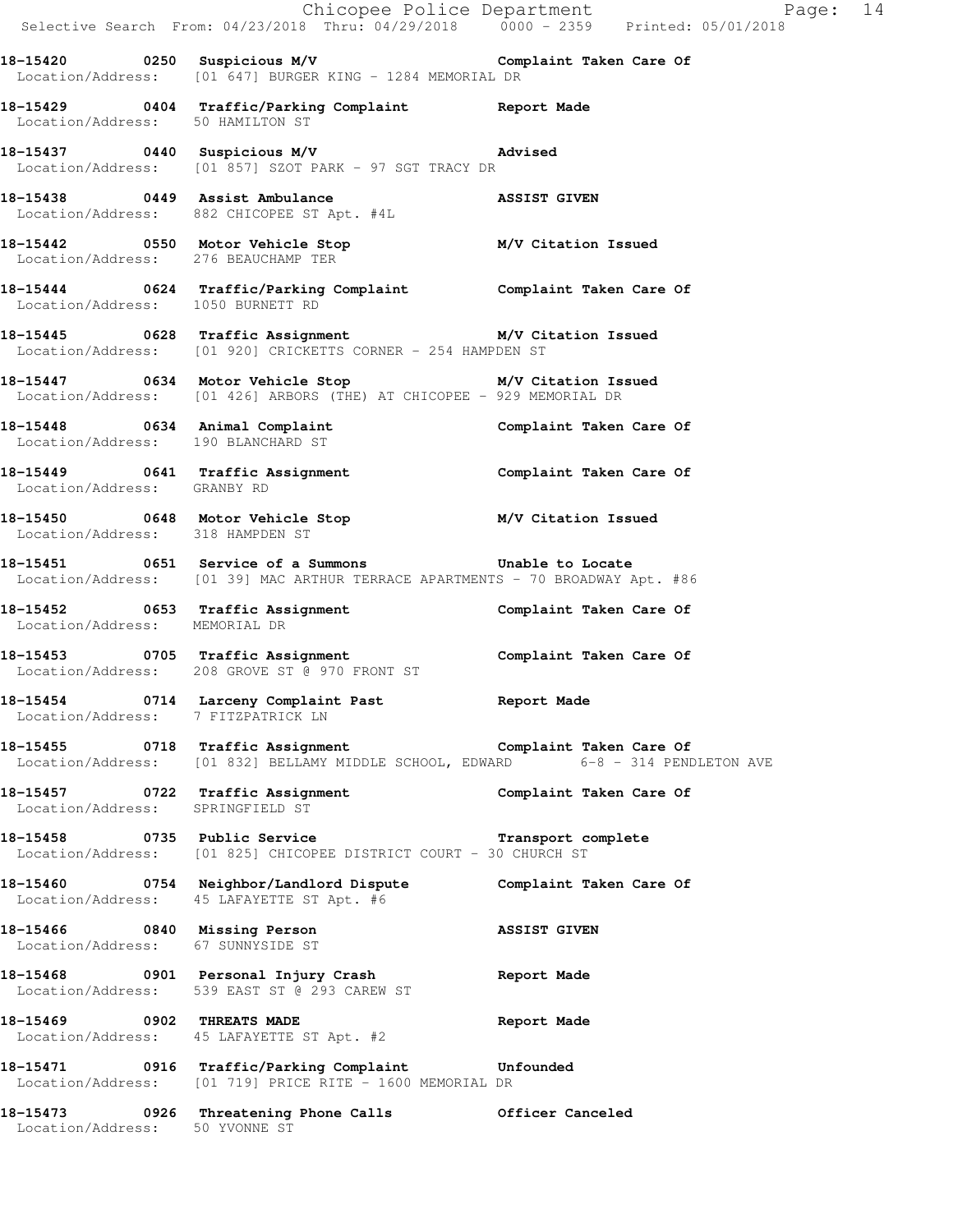**18-15420 0250 Suspicious M/V** Complaint Taken Care Of
Location/Address: [01 647] BURGER KING - 1284 MEMORIAL DR

**18-15429 0404 Traffic/Parking Complaint** Report Made
Location/Address: 50 HAMILTON ST

**18-15437 0440 Suspicious M/V** Advised
Location/Address: [01 857] SZOT PARK - 97 SGT TRACY DR

**18-15438 0449 Assist Ambulance** ASSIST GIVEN
Location/Address: 882 CHICOPEE ST Apt. #4L

**18-15442 0550 Motor Vehicle Stop** M/V Citation Issued
Location/Address: 276 BEAUCHAMP TER

**18-15444 0624 Traffic/Parking Complaint** Complaint Taken Care Of
Location/Address: 1050 BURNETT RD

**18-15445 0628 Traffic Assignment** M/V Citation Issued
Location/Address: [01 920] CRICKETTS CORNER - 254 HAMPDEN ST

**18-15447 0634 Motor Vehicle Stop** M/V Citation Issued
Location/Address: [01 426] ARBORS (THE) AT CHICOPEE - 929 MEMORIAL DR

**18-15448 0634 Animal Complaint** Complaint Taken Care Of
Location/Address: 190 BLANCHARD ST

**18-15449 0641 Traffic Assignment** Complaint Taken Care Of
Location/Address: GRANBY RD

**18-15450 0648 Motor Vehicle Stop** M/V Citation Issued
Location/Address: 318 HAMPDEN ST

**18-15451 0651 Service of a Summons** Unable to Locate
Location/Address: [01 39] MAC ARTHUR TERRACE APARTMENTS - 70 BROADWAY Apt. #86

**18-15452 0653 Traffic Assignment** Complaint Taken Care Of
Location/Address: MEMORIAL DR

**18-15453 0705 Traffic Assignment** Complaint Taken Care Of
Location/Address: 208 GROVE ST @ 970 FRONT ST

**18-15454 0714 Larceny Complaint Past** Report Made
Location/Address: 7 FITZPATRICK LN

**18-15455 0718 Traffic Assignment** Complaint Taken Care Of
Location/Address: [01 832] BELLAMY MIDDLE SCHOOL, EDWARD 6-8 - 314 PENDLETON AVE

**18-15457 0722 Traffic Assignment** Complaint Taken Care Of
Location/Address: SPRINGFIELD ST

**18-15458 0735 Public Service** Transport complete
Location/Address: [01 825] CHICOPEE DISTRICT COURT - 30 CHURCH ST

**18-15460 0754 Neighbor/Landlord Dispute** Complaint Taken Care Of
Location/Address: 45 LAFAYETTE ST Apt. #6

**18-15466 0840 Missing Person** ASSIST GIVEN
Location/Address: 67 SUNNYSIDE ST

**18-15468 0901 Personal Injury Crash** Report Made
Location/Address: 539 EAST ST @ 293 CAREW ST

**18-15469 0902 THREATS MADE** Report Made
Location/Address: 45 LAFAYETTE ST Apt. #2

**18-15471 0916 Traffic/Parking Complaint** Unfounded
Location/Address: [01 719] PRICE RITE - 1600 MEMORIAL DR

**18-15473 0926 Threatening Phone Calls** Officer Canceled
Location/Address: 50 YVONNE ST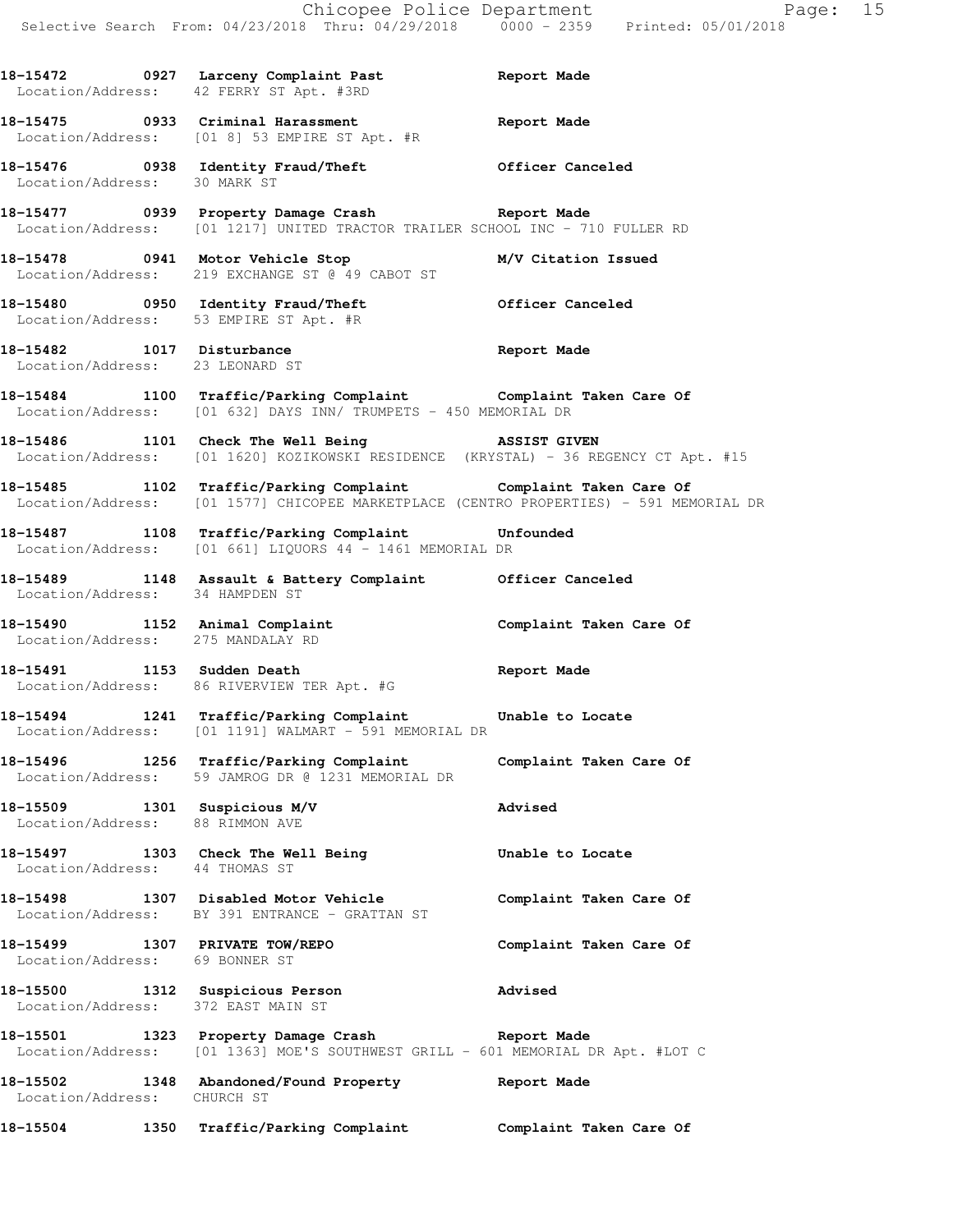18-15472 0927 Larceny Complaint Past Report Made
Location/Address: 42 FERRY ST Apt. #3RD

18-15475 0933 Criminal Harassment Report Made
Location/Address: [01 8] 53 EMPIRE ST Apt. #R

18-15476 0938 Identity Fraud/Theft Officer Canceled
Location/Address: 30 MARK ST

18-15477 0939 Property Damage Crash Report Made
Location/Address: [01 1217] UNITED TRACTOR TRAILER SCHOOL INC - 710 FULLER RD

18-15478 0941 Motor Vehicle Stop M/V Citation Issued
Location/Address: 219 EXCHANGE ST @ 49 CABOT ST

18-15480 0950 Identity Fraud/Theft Officer Canceled
Location/Address: 53 EMPIRE ST Apt. #R

18-15482 1017 Disturbance Report Made
Location/Address: 23 LEONARD ST

18-15484 1100 Traffic/Parking Complaint Complaint Taken Care Of
Location/Address: [01 632] DAYS INN/ TRUMPETS - 450 MEMORIAL DR

18-15486 1101 Check The Well Being ASSIST GIVEN
Location/Address: [01 1620] KOZIKOWSKI RESIDENCE (KRYSTAL) - 36 REGENCY CT Apt. #15

18-15485 1102 Traffic/Parking Complaint Complaint Taken Care Of
Location/Address: [01 1577] CHICOPEE MARKETPLACE (CENTRO PROPERTIES) - 591 MEMORIAL DR

18-15487 1108 Traffic/Parking Complaint Unfounded
Location/Address: [01 661] LIQUORS 44 - 1461 MEMORIAL DR

18-15489 1148 Assault & Battery Complaint Officer Canceled
Location/Address: 34 HAMPDEN ST

18-15490 1152 Animal Complaint Complaint Taken Care Of
Location/Address: 275 MANDALAY RD

18-15491 1153 Sudden Death Report Made
Location/Address: 86 RIVERVIEW TER Apt. #G

18-15494 1241 Traffic/Parking Complaint Unable to Locate
Location/Address: [01 1191] WALMART - 591 MEMORIAL DR

18-15496 1256 Traffic/Parking Complaint Complaint Taken Care Of
Location/Address: 59 JAMROG DR @ 1231 MEMORIAL DR

18-15509 1301 Suspicious M/V Advised
Location/Address: 88 RIMMON AVE

18-15497 1303 Check The Well Being Unable to Locate
Location/Address: 44 THOMAS ST

18-15498 1307 Disabled Motor Vehicle Complaint Taken Care Of
Location/Address: BY 391 ENTRANCE - GRATTAN ST

18-15499 1307 PRIVATE TOW/REPO Complaint Taken Care Of
Location/Address: 69 BONNER ST

18-15500 1312 Suspicious Person Advised
Location/Address: 372 EAST MAIN ST

18-15501 1323 Property Damage Crash Report Made
Location/Address: [01 1363] MOE'S SOUTHWEST GRILL - 601 MEMORIAL DR Apt. #LOT C

18-15502 1348 Abandoned/Found Property Report Made
Location/Address: CHURCH ST

18-15504 1350 Traffic/Parking Complaint Complaint Taken Care Of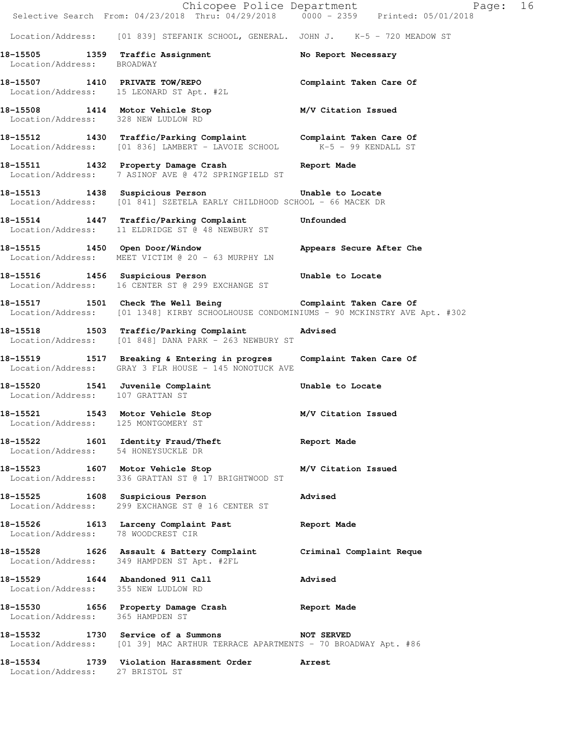Location/Address: [01 839] STEFANIK SCHOOL, GENERAL. JOHN J. K-5 - 720 MEADOW ST

**18-15505 1359 Traffic Assignment** — **No Report Necessary**
Location/Address: BROADWAY

**18-15507 1410 PRIVATE TOW/REPO** — **Complaint Taken Care Of**
Location/Address: 15 LEONARD ST Apt. #2L

**18-15508 1414 Motor Vehicle Stop** — **M/V Citation Issued**
Location/Address: 328 NEW LUDLOW RD

**18-15512 1430 Traffic/Parking Complaint** — **Complaint Taken Care Of**
Location/Address: [01 836] LAMBERT - LAVOIE SCHOOL K-5 - 99 KENDALL ST

**18-15511 1432 Property Damage Crash** — **Report Made**
Location/Address: 7 ASINOF AVE @ 472 SPRINGFIELD ST

**18-15513 1438 Suspicious Person** — **Unable to Locate**
Location/Address: [01 841] SZETELA EARLY CHILDHOOD SCHOOL - 66 MACEK DR

**18-15514 1447 Traffic/Parking Complaint** — **Unfounded**
Location/Address: 11 ELDRIDGE ST @ 48 NEWBURY ST

**18-15515 1450 Open Door/Window** — **Appears Secure After Che**
Location/Address: MEET VICTIM @ 20 - 63 MURPHY LN

**18-15516 1456 Suspicious Person** — **Unable to Locate**
Location/Address: 16 CENTER ST @ 299 EXCHANGE ST

**18-15517 1501 Check The Well Being** — **Complaint Taken Care Of**
Location/Address: [01 1348] KIRBY SCHOOLHOUSE CONDOMINIUMS - 90 MCKINSTRY AVE Apt. #302

**18-15518 1503 Traffic/Parking Complaint** — **Advised**
Location/Address: [01 848] DANA PARK - 263 NEWBURY ST

**18-15519 1517 Breaking & Entering in progres** — **Complaint Taken Care Of**
Location/Address: GRAY 3 FLR HOUSE - 145 NONOTUCK AVE

**18-15520 1541 Juvenile Complaint** — **Unable to Locate**
Location/Address: 107 GRATTAN ST

**18-15521 1543 Motor Vehicle Stop** — **M/V Citation Issued**
Location/Address: 125 MONTGOMERY ST

**18-15522 1601 Identity Fraud/Theft** — **Report Made**
Location/Address: 54 HONEYSUCKLE DR

**18-15523 1607 Motor Vehicle Stop** — **M/V Citation Issued**
Location/Address: 336 GRATTAN ST @ 17 BRIGHTWOOD ST

**18-15525 1608 Suspicious Person** — **Advised**
Location/Address: 299 EXCHANGE ST @ 16 CENTER ST

**18-15526 1613 Larceny Complaint Past** — **Report Made**
Location/Address: 78 WOODCREST CIR

**18-15528 1626 Assault & Battery Complaint** — **Criminal Complaint Reque**
Location/Address: 349 HAMPDEN ST Apt. #2FL

**18-15529 1644 Abandoned 911 Call** — **Advised**
Location/Address: 355 NEW LUDLOW RD

**18-15530 1656 Property Damage Crash** — **Report Made**
Location/Address: 365 HAMPDEN ST

**18-15532 1730 Service of a Summons** — **NOT SERVED**
Location/Address: [01 39] MAC ARTHUR TERRACE APARTMENTS - 70 BROADWAY Apt. #86

**18-15534 1739 Violation Harassment Order** — **Arrest**
Location/Address: 27 BRISTOL ST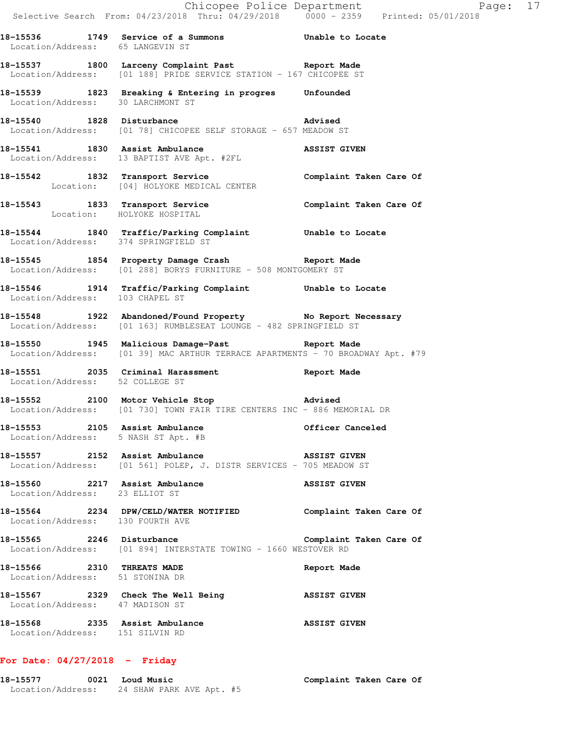18-15536 1749 **Service of a Summons** **Unable to Locate**
Location/Address: 65 LANGEVIN ST

18-15537 1800 **Larceny Complaint Past** **Report Made**
Location/Address: [01 188] PRIDE SERVICE STATION - 167 CHICOPEE ST

18-15539 1823 **Breaking & Entering in progres** **Unfounded**
Location/Address: 30 LARCHMONT ST

18-15540 1828 **Disturbance** **Advised**
Location/Address: [01 78] CHICOPEE SELF STORAGE - 657 MEADOW ST

18-15541 1830 **Assist Ambulance** **ASSIST GIVEN**
Location/Address: 13 BAPTIST AVE Apt. #2FL

18-15542 1832 **Transport Service** **Complaint Taken Care Of**
Location: [04] HOLYOKE MEDICAL CENTER

18-15543 1833 **Transport Service** **Complaint Taken Care Of**
Location: HOLYOKE HOSPITAL

18-15544 1840 **Traffic/Parking Complaint** **Unable to Locate**
Location/Address: 374 SPRINGFIELD ST

18-15545 1854 **Property Damage Crash** **Report Made**
Location/Address: [01 288] BORYS FURNITURE - 508 MONTGOMERY ST

18-15546 1914 **Traffic/Parking Complaint** **Unable to Locate**
Location/Address: 103 CHAPEL ST

18-15548 1922 **Abandoned/Found Property** **No Report Necessary**
Location/Address: [01 163] RUMBLESEAT LOUNGE - 482 SPRINGFIELD ST

18-15550 1945 **Malicious Damage-Past** **Report Made**
Location/Address: [01 39] MAC ARTHUR TERRACE APARTMENTS - 70 BROADWAY Apt. #79

18-15551 2035 **Criminal Harassment** **Report Made**
Location/Address: 52 COLLEGE ST

18-15552 2100 **Motor Vehicle Stop** **Advised**
Location/Address: [01 730] TOWN FAIR TIRE CENTERS INC - 886 MEMORIAL DR

18-15553 2105 **Assist Ambulance** **Officer Canceled**
Location/Address: 5 NASH ST Apt. #B

18-15557 2152 **Assist Ambulance** **ASSIST GIVEN**
Location/Address: [01 561] POLEP, J. DISTR SERVICES - 705 MEADOW ST

18-15560 2217 **Assist Ambulance** **ASSIST GIVEN**
Location/Address: 23 ELLIOT ST

18-15564 2234 **DPW/CELD/WATER NOTIFIED** **Complaint Taken Care Of**
Location/Address: 130 FOURTH AVE

18-15565 2246 **Disturbance** **Complaint Taken Care Of**
Location/Address: [01 894] INTERSTATE TOWING - 1660 WESTOVER RD

18-15566 2310 **THREATS MADE** **Report Made**
Location/Address: 51 STONINA DR

18-15567 2329 **Check The Well Being** **ASSIST GIVEN**
Location/Address: 47 MADISON ST

18-15568 2335 **Assist Ambulance** **ASSIST GIVEN**
Location/Address: 151 SILVIN RD

**For Date: 04/27/2018 - Friday**

18-15577 0021 **Loud Music** **Complaint Taken Care Of**
Location/Address: 24 SHAW PARK AVE Apt. #5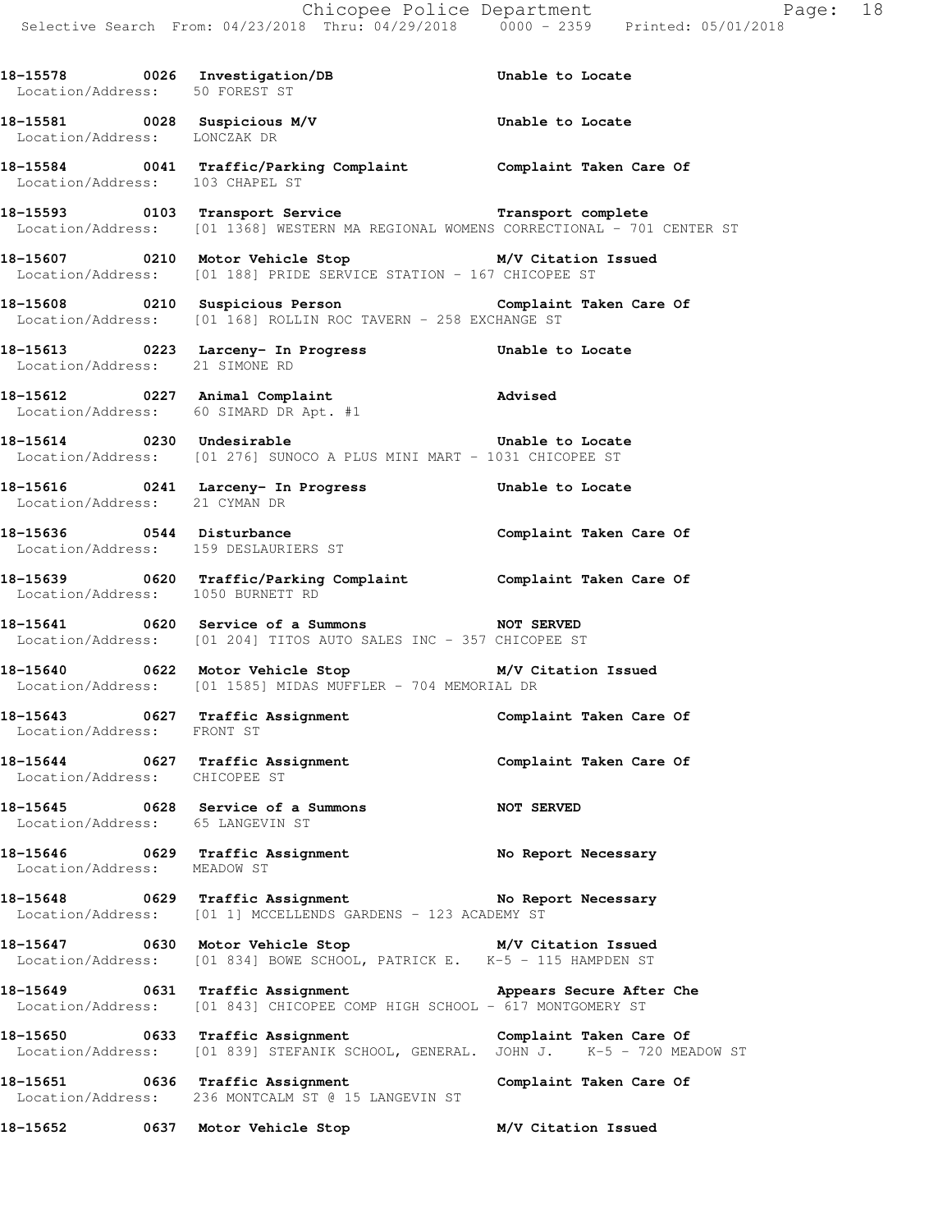18-15578 0026 Investigation/DB Unable to Locate
Location/Address: 50 FOREST ST

18-15581 0028 Suspicious M/V Unable to Locate
Location/Address: LONCZAK DR

18-15584 0041 Traffic/Parking Complaint Complaint Taken Care Of
Location/Address: 103 CHAPEL ST

18-15593 0103 Transport Service Transport complete
Location/Address: [01 1368] WESTERN MA REGIONAL WOMENS CORRECTIONAL - 701 CENTER ST

18-15607 0210 Motor Vehicle Stop M/V Citation Issued
Location/Address: [01 188] PRIDE SERVICE STATION - 167 CHICOPEE ST

18-15608 0210 Suspicious Person Complaint Taken Care Of
Location/Address: [01 168] ROLLIN ROC TAVERN - 258 EXCHANGE ST

18-15613 0223 Larceny- In Progress Unable to Locate
Location/Address: 21 SIMONE RD

18-15612 0227 Animal Complaint Advised
Location/Address: 60 SIMARD DR Apt. #1

18-15614 0230 Undesirable Unable to Locate
Location/Address: [01 276] SUNOCO A PLUS MINI MART - 1031 CHICOPEE ST

18-15616 0241 Larceny- In Progress Unable to Locate
Location/Address: 21 CYMAN DR

18-15636 0544 Disturbance Complaint Taken Care Of
Location/Address: 159 DESLAURIERS ST

18-15639 0620 Traffic/Parking Complaint Complaint Taken Care Of
Location/Address: 1050 BURNETT RD

18-15641 0620 Service of a Summons NOT SERVED
Location/Address: [01 204] TITOS AUTO SALES INC - 357 CHICOPEE ST

18-15640 0622 Motor Vehicle Stop M/V Citation Issued
Location/Address: [01 1585] MIDAS MUFFLER - 704 MEMORIAL DR

18-15643 0627 Traffic Assignment Complaint Taken Care Of
Location/Address: FRONT ST

18-15644 0627 Traffic Assignment Complaint Taken Care Of
Location/Address: CHICOPEE ST

18-15645 0628 Service of a Summons NOT SERVED
Location/Address: 65 LANGEVIN ST

18-15646 0629 Traffic Assignment No Report Necessary
Location/Address: MEADOW ST

18-15648 0629 Traffic Assignment No Report Necessary
Location/Address: [01 1] MCCELLENDS GARDENS - 123 ACADEMY ST

18-15647 0630 Motor Vehicle Stop M/V Citation Issued
Location/Address: [01 834] BOWE SCHOOL, PATRICK E. K-5 - 115 HAMPDEN ST

18-15649 0631 Traffic Assignment Appears Secure After Che
Location/Address: [01 843] CHICOPEE COMP HIGH SCHOOL - 617 MONTGOMERY ST

18-15650 0633 Traffic Assignment Complaint Taken Care Of
Location/Address: [01 839] STEFANIK SCHOOL, GENERAL. JOHN J. K-5 - 720 MEADOW ST

18-15651 0636 Traffic Assignment Complaint Taken Care Of
Location/Address: 236 MONTCALM ST @ 15 LANGEVIN ST

18-15652 0637 Motor Vehicle Stop M/V Citation Issued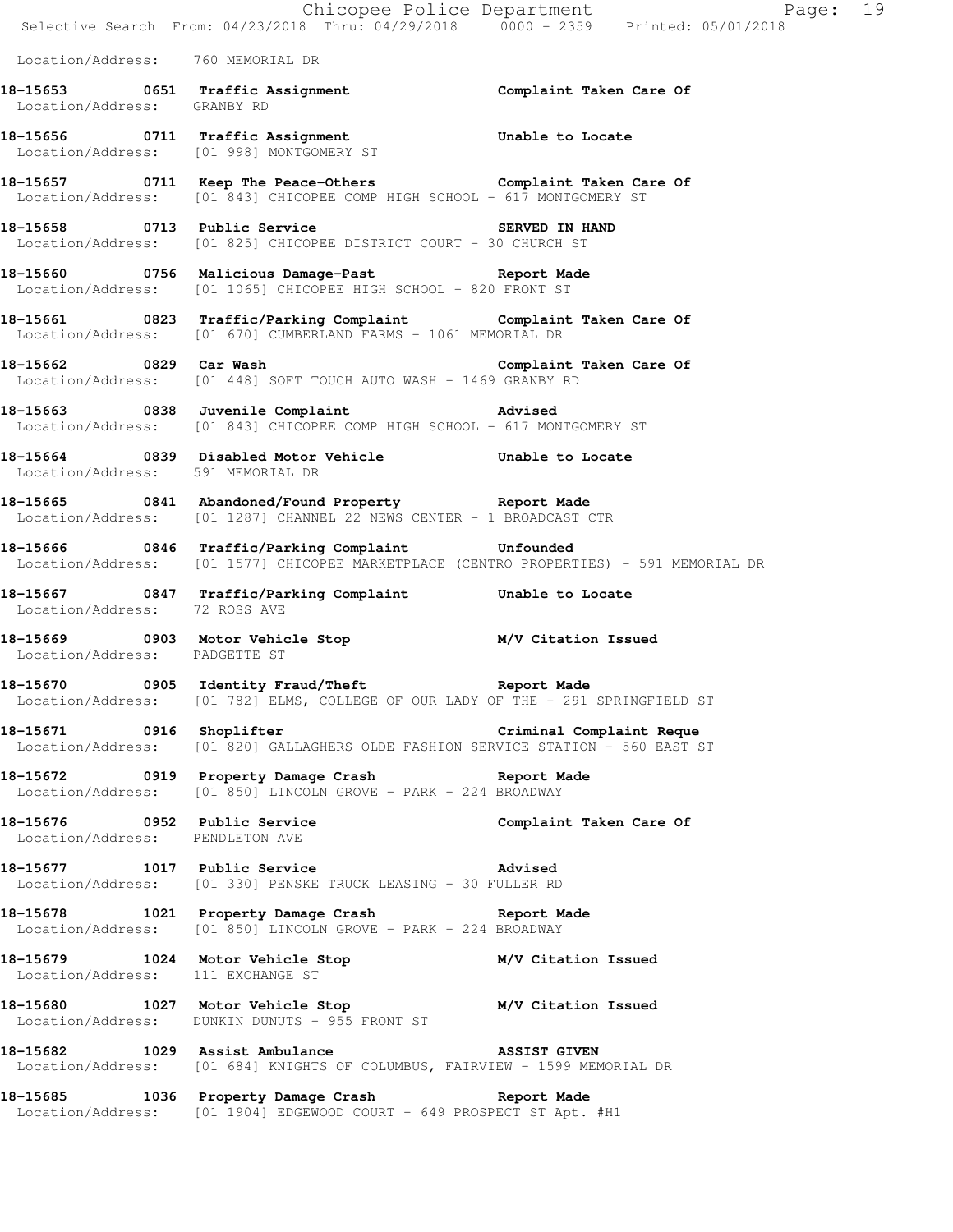Location/Address: 760 MEMORIAL DR

**18-15653 0651 Traffic Assignment** **Complaint Taken Care Of**
Location/Address: GRANBY RD

**18-15656 0711 Traffic Assignment** **Unable to Locate**
Location/Address: [01 998] MONTGOMERY ST

**18-15657 0711 Keep The Peace-Others** **Complaint Taken Care Of**
Location/Address: [01 843] CHICOPEE COMP HIGH SCHOOL - 617 MONTGOMERY ST

**18-15658 0713 Public Service** **SERVED IN HAND**
Location/Address: [01 825] CHICOPEE DISTRICT COURT - 30 CHURCH ST

**18-15660 0756 Malicious Damage-Past** **Report Made**
Location/Address: [01 1065] CHICOPEE HIGH SCHOOL - 820 FRONT ST

**18-15661 0823 Traffic/Parking Complaint** **Complaint Taken Care Of**
Location/Address: [01 670] CUMBERLAND FARMS - 1061 MEMORIAL DR

**18-15662 0829 Car Wash** **Complaint Taken Care Of**
Location/Address: [01 448] SOFT TOUCH AUTO WASH - 1469 GRANBY RD

**18-15663 0838 Juvenile Complaint** **Advised**
Location/Address: [01 843] CHICOPEE COMP HIGH SCHOOL - 617 MONTGOMERY ST

**18-15664 0839 Disabled Motor Vehicle** **Unable to Locate**
Location/Address: 591 MEMORIAL DR

**18-15665 0841 Abandoned/Found Property** **Report Made**
Location/Address: [01 1287] CHANNEL 22 NEWS CENTER - 1 BROADCAST CTR

**18-15666 0846 Traffic/Parking Complaint** **Unfounded**
Location/Address: [01 1577] CHICOPEE MARKETPLACE (CENTRO PROPERTIES) - 591 MEMORIAL DR

**18-15667 0847 Traffic/Parking Complaint** **Unable to Locate**
Location/Address: 72 ROSS AVE

**18-15669 0903 Motor Vehicle Stop** **M/V Citation Issued**
Location/Address: PADGETTE ST

**18-15670 0905 Identity Fraud/Theft** **Report Made**
Location/Address: [01 782] ELMS, COLLEGE OF OUR LADY OF THE - 291 SPRINGFIELD ST

**18-15671 0916 Shoplifter** **Criminal Complaint Reque**
Location/Address: [01 820] GALLAGHERS OLDE FASHION SERVICE STATION - 560 EAST ST

**18-15672 0919 Property Damage Crash** **Report Made**
Location/Address: [01 850] LINCOLN GROVE - PARK - 224 BROADWAY

**18-15676 0952 Public Service** **Complaint Taken Care Of**
Location/Address: PENDLETON AVE

**18-15677 1017 Public Service** **Advised**
Location/Address: [01 330] PENSKE TRUCK LEASING - 30 FULLER RD

**18-15678 1021 Property Damage Crash** **Report Made**
Location/Address: [01 850] LINCOLN GROVE - PARK - 224 BROADWAY

**18-15679 1024 Motor Vehicle Stop** **M/V Citation Issued**
Location/Address: 111 EXCHANGE ST

**18-15680 1027 Motor Vehicle Stop** **M/V Citation Issued**
Location/Address: DUNKIN DUNUTS - 955 FRONT ST

**18-15682 1029 Assist Ambulance** **ASSIST GIVEN**
Location/Address: [01 684] KNIGHTS OF COLUMBUS, FAIRVIEW - 1599 MEMORIAL DR

**18-15685 1036 Property Damage Crash** **Report Made**
Location/Address: [01 1904] EDGEWOOD COURT - 649 PROSPECT ST Apt. #H1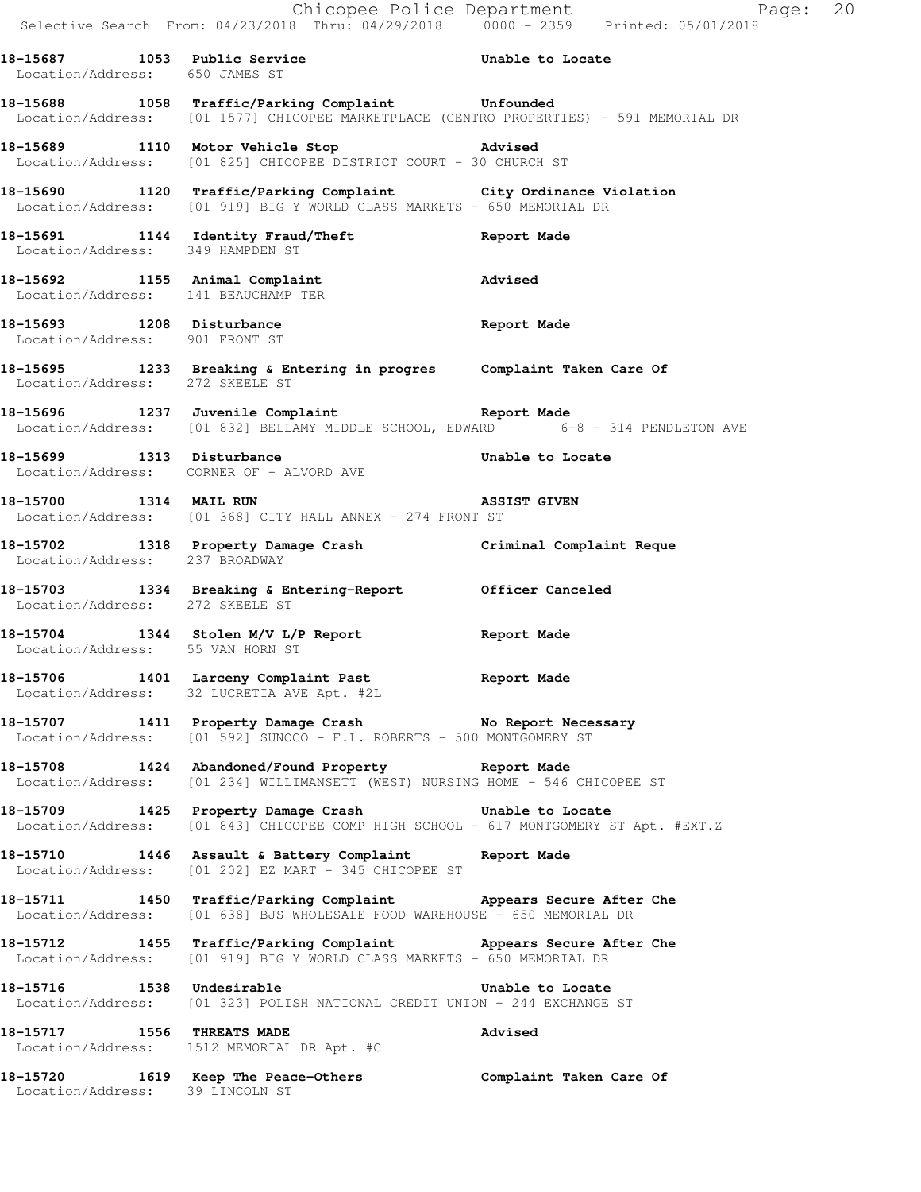**18-15687 1053 Public Service Unable to Locate**
Location/Address: 650 JAMES ST

**18-15688 1058 Traffic/Parking Complaint Unfounded**
Location/Address: [01 1577] CHICOPEE MARKETPLACE (CENTRO PROPERTIES) - 591 MEMORIAL DR

**18-15689 1110 Motor Vehicle Stop Advised**
Location/Address: [01 825] CHICOPEE DISTRICT COURT - 30 CHURCH ST

**18-15690 1120 Traffic/Parking Complaint City Ordinance Violation**
Location/Address: [01 919] BIG Y WORLD CLASS MARKETS - 650 MEMORIAL DR

**18-15691 1144 Identity Fraud/Theft Report Made**
Location/Address: 349 HAMPDEN ST

**18-15692 1155 Animal Complaint Advised**
Location/Address: 141 BEAUCHAMP TER

**18-15693 1208 Disturbance Report Made**
Location/Address: 901 FRONT ST

**18-15695 1233 Breaking & Entering in progres Complaint Taken Care Of**
Location/Address: 272 SKEELE ST

**18-15696 1237 Juvenile Complaint Report Made**
Location/Address: [01 832] BELLAMY MIDDLE SCHOOL, EDWARD 6-8 - 314 PENDLETON AVE

**18-15699 1313 Disturbance Unable to Locate**
Location/Address: CORNER OF - ALVORD AVE

**18-15700 1314 MAIL RUN ASSIST GIVEN**
Location/Address: [01 368] CITY HALL ANNEX - 274 FRONT ST

**18-15702 1318 Property Damage Crash Criminal Complaint Reque**
Location/Address: 237 BROADWAY

**18-15703 1334 Breaking & Entering-Report Officer Canceled**
Location/Address: 272 SKEELE ST

**18-15704 1344 Stolen M/V L/P Report Report Made**
Location/Address: 55 VAN HORN ST

**18-15706 1401 Larceny Complaint Past Report Made**
Location/Address: 32 LUCRETIA AVE Apt. #2L

**18-15707 1411 Property Damage Crash No Report Necessary**
Location/Address: [01 592] SUNOCO - F.L. ROBERTS - 500 MONTGOMERY ST

**18-15708 1424 Abandoned/Found Property Report Made**
Location/Address: [01 234] WILLIMANSETT (WEST) NURSING HOME - 546 CHICOPEE ST

**18-15709 1425 Property Damage Crash Unable to Locate**
Location/Address: [01 843] CHICOPEE COMP HIGH SCHOOL - 617 MONTGOMERY ST Apt. #EXT.Z

**18-15710 1446 Assault & Battery Complaint Report Made**
Location/Address: [01 202] EZ MART - 345 CHICOPEE ST

**18-15711 1450 Traffic/Parking Complaint Appears Secure After Che**
Location/Address: [01 638] BJS WHOLESALE FOOD WAREHOUSE - 650 MEMORIAL DR

**18-15712 1455 Traffic/Parking Complaint Appears Secure After Che**
Location/Address: [01 919] BIG Y WORLD CLASS MARKETS - 650 MEMORIAL DR

**18-15716 1538 Undesirable Unable to Locate**
Location/Address: [01 323] POLISH NATIONAL CREDIT UNION - 244 EXCHANGE ST

**18-15717 1556 THREATS MADE Advised**
Location/Address: 1512 MEMORIAL DR Apt. #C

**18-15720 1619 Keep The Peace-Others Complaint Taken Care Of**
Location/Address: 39 LINCOLN ST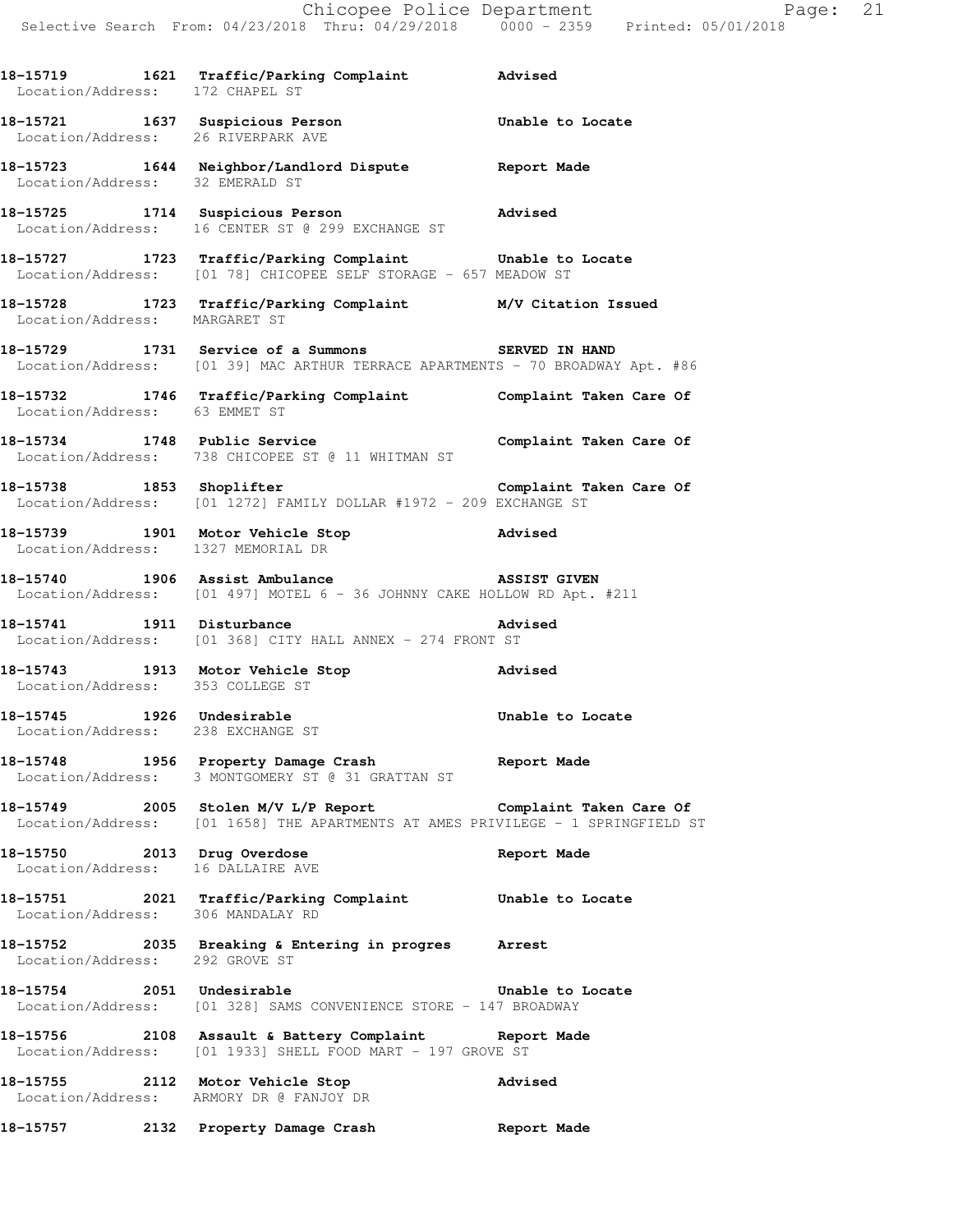18-15719 1621 Traffic/Parking Complaint Advised
Location/Address: 172 CHAPEL ST

18-15721 1637 Suspicious Person Unable to Locate
Location/Address: 26 RIVERPARK AVE

18-15723 1644 Neighbor/Landlord Dispute Report Made
Location/Address: 32 EMERALD ST

18-15725 1714 Suspicious Person Advised
Location/Address: 16 CENTER ST @ 299 EXCHANGE ST

18-15727 1723 Traffic/Parking Complaint Unable to Locate
Location/Address: [01 78] CHICOPEE SELF STORAGE - 657 MEADOW ST

18-15728 1723 Traffic/Parking Complaint M/V Citation Issued
Location/Address: MARGARET ST

18-15729 1731 Service of a Summons SERVED IN HAND
Location/Address: [01 39] MAC ARTHUR TERRACE APARTMENTS - 70 BROADWAY Apt. #86

18-15732 1746 Traffic/Parking Complaint Complaint Taken Care Of
Location/Address: 63 EMMET ST

18-15734 1748 Public Service Complaint Taken Care Of
Location/Address: 738 CHICOPEE ST @ 11 WHITMAN ST

18-15738 1853 Shoplifter Complaint Taken Care Of
Location/Address: [01 1272] FAMILY DOLLAR #1972 - 209 EXCHANGE ST

18-15739 1901 Motor Vehicle Stop Advised
Location/Address: 1327 MEMORIAL DR

18-15740 1906 Assist Ambulance ASSIST GIVEN
Location/Address: [01 497] MOTEL 6 - 36 JOHNNY CAKE HOLLOW RD Apt. #211

18-15741 1911 Disturbance Advised
Location/Address: [01 368] CITY HALL ANNEX - 274 FRONT ST

18-15743 1913 Motor Vehicle Stop Advised
Location/Address: 353 COLLEGE ST

18-15745 1926 Undesirable Unable to Locate
Location/Address: 238 EXCHANGE ST

18-15748 1956 Property Damage Crash Report Made
Location/Address: 3 MONTGOMERY ST @ 31 GRATTAN ST

18-15749 2005 Stolen M/V L/P Report Complaint Taken Care Of
Location/Address: [01 1658] THE APARTMENTS AT AMES PRIVILEGE - 1 SPRINGFIELD ST

18-15750 2013 Drug Overdose Report Made
Location/Address: 16 DALLAIRE AVE

18-15751 2021 Traffic/Parking Complaint Unable to Locate
Location/Address: 306 MANDALAY RD

18-15752 2035 Breaking & Entering in progres Arrest
Location/Address: 292 GROVE ST

18-15754 2051 Undesirable Unable to Locate
Location/Address: [01 328] SAMS CONVENIENCE STORE - 147 BROADWAY

18-15756 2108 Assault & Battery Complaint Report Made
Location/Address: [01 1933] SHELL FOOD MART - 197 GROVE ST

18-15755 2112 Motor Vehicle Stop Advised
Location/Address: ARMORY DR @ FANJOY DR

18-15757 2132 Property Damage Crash Report Made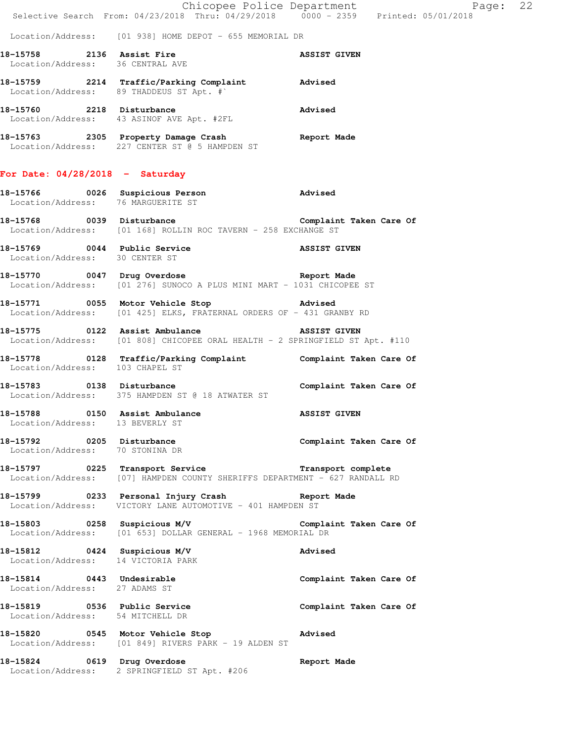Location/Address: [01 938] HOME DEPOT - 655 MEMORIAL DR

**18-15758 2136 Assist Fire** — ASSIST GIVEN
Location/Address: 36 CENTRAL AVE

**18-15759 2214 Traffic/Parking Complaint** — Advised
Location/Address: 89 THADDEUS ST Apt. #`

**18-15760 2218 Disturbance** — Advised
Location/Address: 43 ASINOF AVE Apt. #2FL

**18-15763 2305 Property Damage Crash** — Report Made
Location/Address: 227 CENTER ST @ 5 HAMPDEN ST

## For Date: 04/28/2018 - Saturday

**18-15766 0026 Suspicious Person** — Advised
Location/Address: 76 MARGUERITE ST

**18-15768 0039 Disturbance** — Complaint Taken Care Of
Location/Address: [01 168] ROLLIN ROC TAVERN - 258 EXCHANGE ST

**18-15769 0044 Public Service** — ASSIST GIVEN
Location/Address: 30 CENTER ST

**18-15770 0047 Drug Overdose** — Report Made
Location/Address: [01 276] SUNOCO A PLUS MINI MART - 1031 CHICOPEE ST

**18-15771 0055 Motor Vehicle Stop** — Advised
Location/Address: [01 425] ELKS, FRATERNAL ORDERS OF - 431 GRANBY RD

**18-15775 0122 Assist Ambulance** — ASSIST GIVEN
Location/Address: [01 808] CHICOPEE ORAL HEALTH - 2 SPRINGFIELD ST Apt. #110

**18-15778 0128 Traffic/Parking Complaint** — Complaint Taken Care Of
Location/Address: 103 CHAPEL ST

**18-15783 0138 Disturbance** — Complaint Taken Care Of
Location/Address: 375 HAMPDEN ST @ 18 ATWATER ST

**18-15788 0150 Assist Ambulance** — ASSIST GIVEN
Location/Address: 13 BEVERLY ST

**18-15792 0205 Disturbance** — Complaint Taken Care Of
Location/Address: 70 STONINA DR

**18-15797 0225 Transport Service** — Transport complete
Location/Address: [07] HAMPDEN COUNTY SHERIFFS DEPARTMENT - 627 RANDALL RD

**18-15799 0233 Personal Injury Crash** — Report Made
Location/Address: VICTORY LANE AUTOMOTIVE - 401 HAMPDEN ST

**18-15803 0258 Suspicious M/V** — Complaint Taken Care Of
Location/Address: [01 653] DOLLAR GENERAL - 1968 MEMORIAL DR

**18-15812 0424 Suspicious M/V** — Advised
Location/Address: 14 VICTORIA PARK

**18-15814 0443 Undesirable** — Complaint Taken Care Of
Location/Address: 27 ADAMS ST

**18-15819 0536 Public Service** — Complaint Taken Care Of
Location/Address: 54 MITCHELL DR

**18-15820 0545 Motor Vehicle Stop** — Advised
Location/Address: [01 849] RIVERS PARK - 19 ALDEN ST

**18-15824 0619 Drug Overdose** — Report Made
Location/Address: 2 SPRINGFIELD ST Apt. #206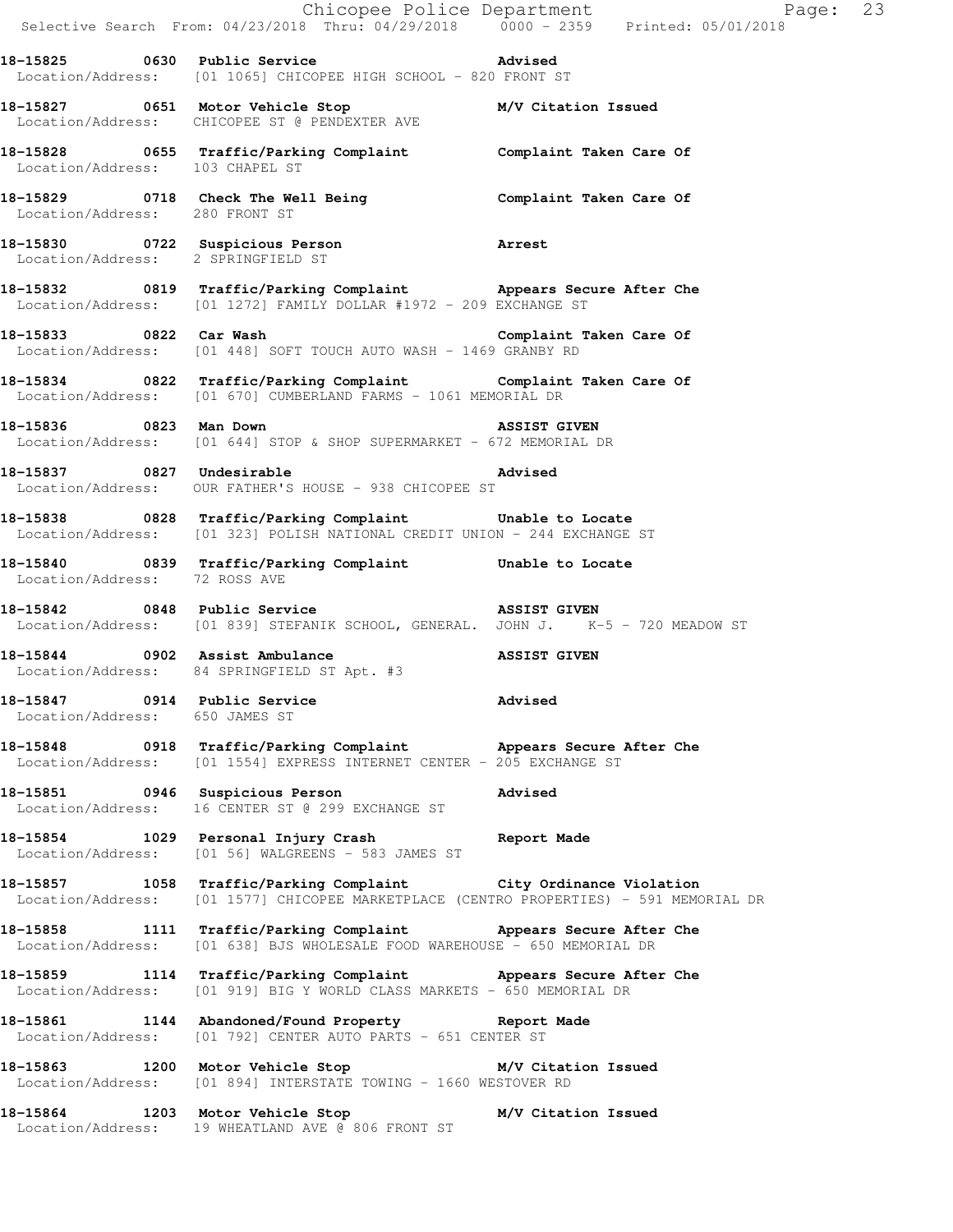18-15825 0630 Public Service Advised
Location/Address: [01 1065] CHICOPEE HIGH SCHOOL - 820 FRONT ST

18-15827 0651 Motor Vehicle Stop M/V Citation Issued
Location/Address: CHICOPEE ST @ PENDEXTER AVE

18-15828 0655 Traffic/Parking Complaint Complaint Taken Care Of
Location/Address: 103 CHAPEL ST

18-15829 0718 Check The Well Being Complaint Taken Care Of
Location/Address: 280 FRONT ST

18-15830 0722 Suspicious Person Arrest
Location/Address: 2 SPRINGFIELD ST

18-15832 0819 Traffic/Parking Complaint Appears Secure After Che
Location/Address: [01 1272] FAMILY DOLLAR #1972 - 209 EXCHANGE ST

18-15833 0822 Car Wash Complaint Taken Care Of
Location/Address: [01 448] SOFT TOUCH AUTO WASH - 1469 GRANBY RD

18-15834 0822 Traffic/Parking Complaint Complaint Taken Care Of
Location/Address: [01 670] CUMBERLAND FARMS - 1061 MEMORIAL DR

18-15836 0823 Man Down ASSIST GIVEN
Location/Address: [01 644] STOP & SHOP SUPERMARKET - 672 MEMORIAL DR

18-15837 0827 Undesirable Advised
Location/Address: OUR FATHER'S HOUSE - 938 CHICOPEE ST

18-15838 0828 Traffic/Parking Complaint Unable to Locate
Location/Address: [01 323] POLISH NATIONAL CREDIT UNION - 244 EXCHANGE ST

18-15840 0839 Traffic/Parking Complaint Unable to Locate
Location/Address: 72 ROSS AVE

18-15842 0848 Public Service ASSIST GIVEN
Location/Address: [01 839] STEFANIK SCHOOL, GENERAL. JOHN J. K-5 - 720 MEADOW ST

18-15844 0902 Assist Ambulance ASSIST GIVEN
Location/Address: 84 SPRINGFIELD ST Apt. #3

18-15847 0914 Public Service Advised
Location/Address: 650 JAMES ST

18-15848 0918 Traffic/Parking Complaint Appears Secure After Che
Location/Address: [01 1554] EXPRESS INTERNET CENTER - 205 EXCHANGE ST

18-15851 0946 Suspicious Person Advised
Location/Address: 16 CENTER ST @ 299 EXCHANGE ST

18-15854 1029 Personal Injury Crash Report Made
Location/Address: [01 56] WALGREENS - 583 JAMES ST

18-15857 1058 Traffic/Parking Complaint City Ordinance Violation
Location/Address: [01 1577] CHICOPEE MARKETPLACE (CENTRO PROPERTIES) - 591 MEMORIAL DR

18-15858 1111 Traffic/Parking Complaint Appears Secure After Che
Location/Address: [01 638] BJS WHOLESALE FOOD WAREHOUSE - 650 MEMORIAL DR

18-15859 1114 Traffic/Parking Complaint Appears Secure After Che
Location/Address: [01 919] BIG Y WORLD CLASS MARKETS - 650 MEMORIAL DR

18-15861 1144 Abandoned/Found Property Report Made
Location/Address: [01 792] CENTER AUTO PARTS - 651 CENTER ST

18-15863 1200 Motor Vehicle Stop M/V Citation Issued
Location/Address: [01 894] INTERSTATE TOWING - 1660 WESTOVER RD

18-15864 1203 Motor Vehicle Stop M/V Citation Issued
Location/Address: 19 WHEATLAND AVE @ 806 FRONT ST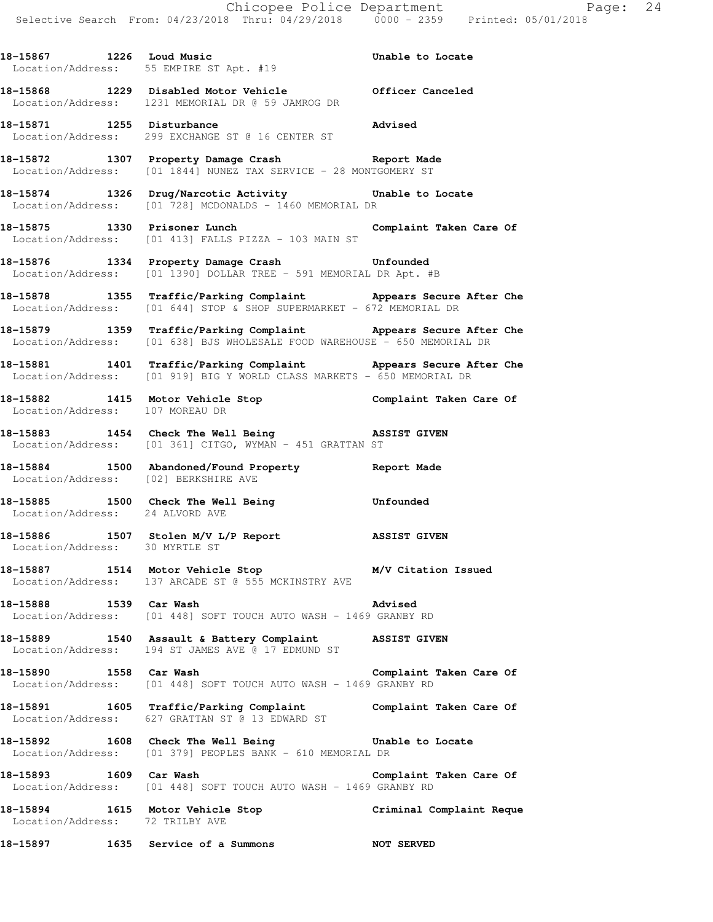18-15867 1226 Loud Music Unable to Locate
Location/Address: 55 EMPIRE ST Apt. #19

18-15868 1229 Disabled Motor Vehicle Officer Canceled
Location/Address: 1231 MEMORIAL DR @ 59 JAMROG DR

18-15871 1255 Disturbance Advised
Location/Address: 299 EXCHANGE ST @ 16 CENTER ST

18-15872 1307 Property Damage Crash Report Made
Location/Address: [01 1844] NUNEZ TAX SERVICE - 28 MONTGOMERY ST

18-15874 1326 Drug/Narcotic Activity Unable to Locate
Location/Address: [01 728] MCDONALDS - 1460 MEMORIAL DR

18-15875 1330 Prisoner Lunch Complaint Taken Care Of
Location/Address: [01 413] FALLS PIZZA - 103 MAIN ST

18-15876 1334 Property Damage Crash Unfounded
Location/Address: [01 1390] DOLLAR TREE - 591 MEMORIAL DR Apt. #B

18-15878 1355 Traffic/Parking Complaint Appears Secure After Che
Location/Address: [01 644] STOP & SHOP SUPERMARKET - 672 MEMORIAL DR

18-15879 1359 Traffic/Parking Complaint Appears Secure After Che
Location/Address: [01 638] BJS WHOLESALE FOOD WAREHOUSE - 650 MEMORIAL DR

18-15881 1401 Traffic/Parking Complaint Appears Secure After Che
Location/Address: [01 919] BIG Y WORLD CLASS MARKETS - 650 MEMORIAL DR

18-15882 1415 Motor Vehicle Stop Complaint Taken Care Of
Location/Address: 107 MOREAU DR

18-15883 1454 Check The Well Being ASSIST GIVEN
Location/Address: [01 361] CITGO, WYMAN - 451 GRATTAN ST

18-15884 1500 Abandoned/Found Property Report Made
Location/Address: [02] BERKSHIRE AVE

18-15885 1500 Check The Well Being Unfounded
Location/Address: 24 ALVORD AVE

18-15886 1507 Stolen M/V L/P Report ASSIST GIVEN
Location/Address: 30 MYRTLE ST

18-15887 1514 Motor Vehicle Stop M/V Citation Issued
Location/Address: 137 ARCADE ST @ 555 MCKINSTRY AVE

18-15888 1539 Car Wash Advised
Location/Address: [01 448] SOFT TOUCH AUTO WASH - 1469 GRANBY RD

18-15889 1540 Assault & Battery Complaint ASSIST GIVEN
Location/Address: 194 ST JAMES AVE @ 17 EDMUND ST

18-15890 1558 Car Wash Complaint Taken Care Of
Location/Address: [01 448] SOFT TOUCH AUTO WASH - 1469 GRANBY RD

18-15891 1605 Traffic/Parking Complaint Complaint Taken Care Of
Location/Address: 627 GRATTAN ST @ 13 EDWARD ST

18-15892 1608 Check The Well Being Unable to Locate
Location/Address: [01 379] PEOPLES BANK - 610 MEMORIAL DR

18-15893 1609 Car Wash Complaint Taken Care Of
Location/Address: [01 448] SOFT TOUCH AUTO WASH - 1469 GRANBY RD

18-15894 1615 Motor Vehicle Stop Criminal Complaint Reque
Location/Address: 72 TRILBY AVE

18-15897 1635 Service of a Summons NOT SERVED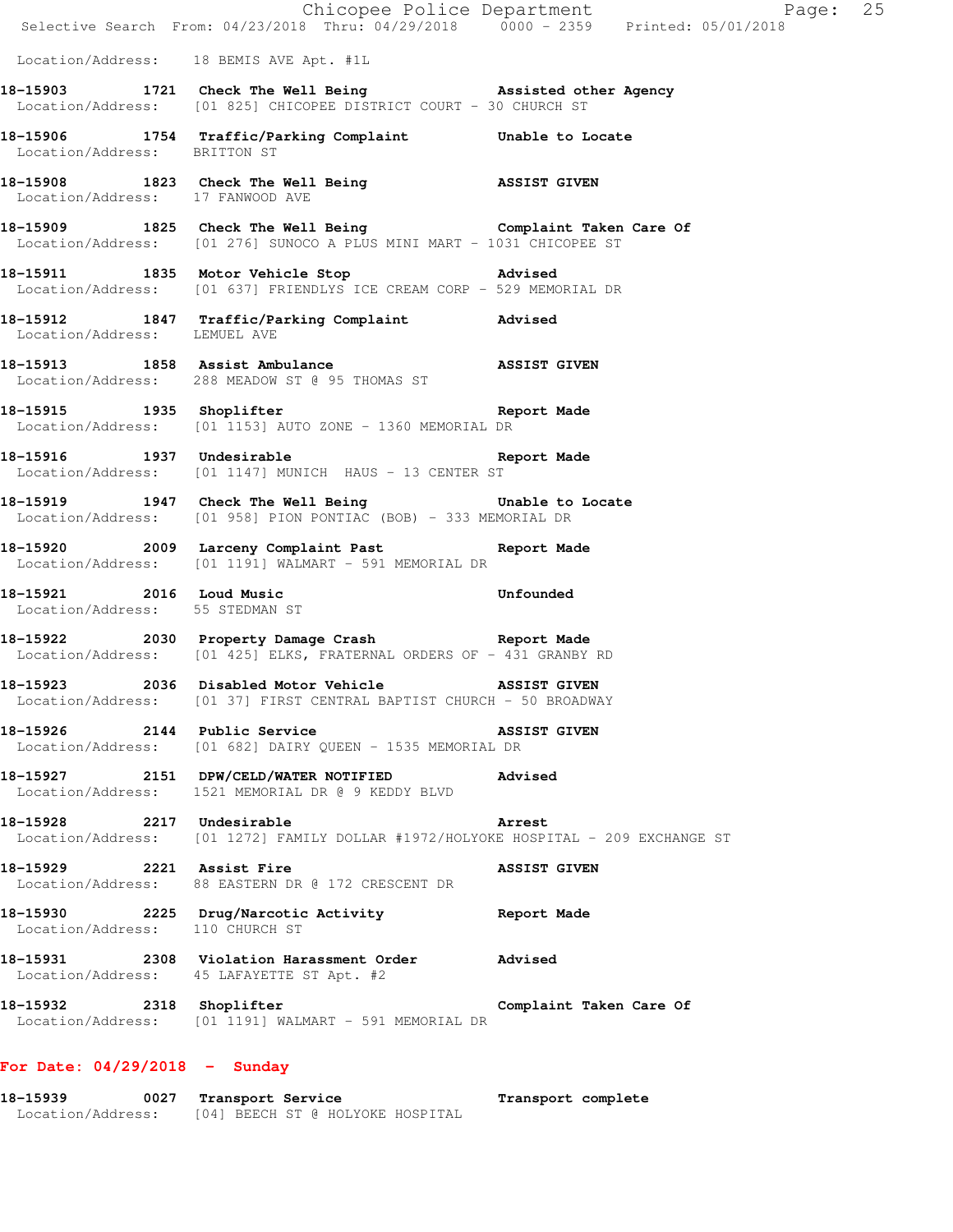Location/Address: 18 BEMIS AVE Apt. #1L

**18-15903 1721 Check The Well Being — Assisted other Agency**
Location/Address: [01 825] CHICOPEE DISTRICT COURT - 30 CHURCH ST

**18-15906 1754 Traffic/Parking Complaint — Unable to Locate**
Location/Address: BRITTON ST

**18-15908 1823 Check The Well Being — ASSIST GIVEN**
Location/Address: 17 FANWOOD AVE

**18-15909 1825 Check The Well Being — Complaint Taken Care Of**
Location/Address: [01 276] SUNOCO A PLUS MINI MART - 1031 CHICOPEE ST

**18-15911 1835 Motor Vehicle Stop — Advised**
Location/Address: [01 637] FRIENDLYS ICE CREAM CORP - 529 MEMORIAL DR

**18-15912 1847 Traffic/Parking Complaint — Advised**
Location/Address: LEMUEL AVE

**18-15913 1858 Assist Ambulance — ASSIST GIVEN**
Location/Address: 288 MEADOW ST @ 95 THOMAS ST

**18-15915 1935 Shoplifter — Report Made**
Location/Address: [01 1153] AUTO ZONE - 1360 MEMORIAL DR

**18-15916 1937 Undesirable — Report Made**
Location/Address: [01 1147] MUNICH HAUS - 13 CENTER ST

**18-15919 1947 Check The Well Being — Unable to Locate**
Location/Address: [01 958] PION PONTIAC (BOB) - 333 MEMORIAL DR

**18-15920 2009 Larceny Complaint Past — Report Made**
Location/Address: [01 1191] WALMART - 591 MEMORIAL DR

**18-15921 2016 Loud Music — Unfounded**
Location/Address: 55 STEDMAN ST

**18-15922 2030 Property Damage Crash — Report Made**
Location/Address: [01 425] ELKS, FRATERNAL ORDERS OF - 431 GRANBY RD

**18-15923 2036 Disabled Motor Vehicle — ASSIST GIVEN**
Location/Address: [01 37] FIRST CENTRAL BAPTIST CHURCH - 50 BROADWAY

**18-15926 2144 Public Service — ASSIST GIVEN**
Location/Address: [01 682] DAIRY QUEEN - 1535 MEMORIAL DR

**18-15927 2151 DPW/CELD/WATER NOTIFIED — Advised**
Location/Address: 1521 MEMORIAL DR @ 9 KEDDY BLVD

**18-15928 2217 Undesirable — Arrest**
Location/Address: [01 1272] FAMILY DOLLAR #1972/HOLYOKE HOSPITAL - 209 EXCHANGE ST

**18-15929 2221 Assist Fire — ASSIST GIVEN**
Location/Address: 88 EASTERN DR @ 172 CRESCENT DR

**18-15930 2225 Drug/Narcotic Activity — Report Made**
Location/Address: 110 CHURCH ST

**18-15931 2308 Violation Harassment Order — Advised**
Location/Address: 45 LAFAYETTE ST Apt. #2

**18-15932 2318 Shoplifter — Complaint Taken Care Of**
Location/Address: [01 1191] WALMART - 591 MEMORIAL DR

## For Date: 04/29/2018 - Sunday

**18-15939 0027 Transport Service — Transport complete**
Location/Address: [04] BEECH ST @ HOLYOKE HOSPITAL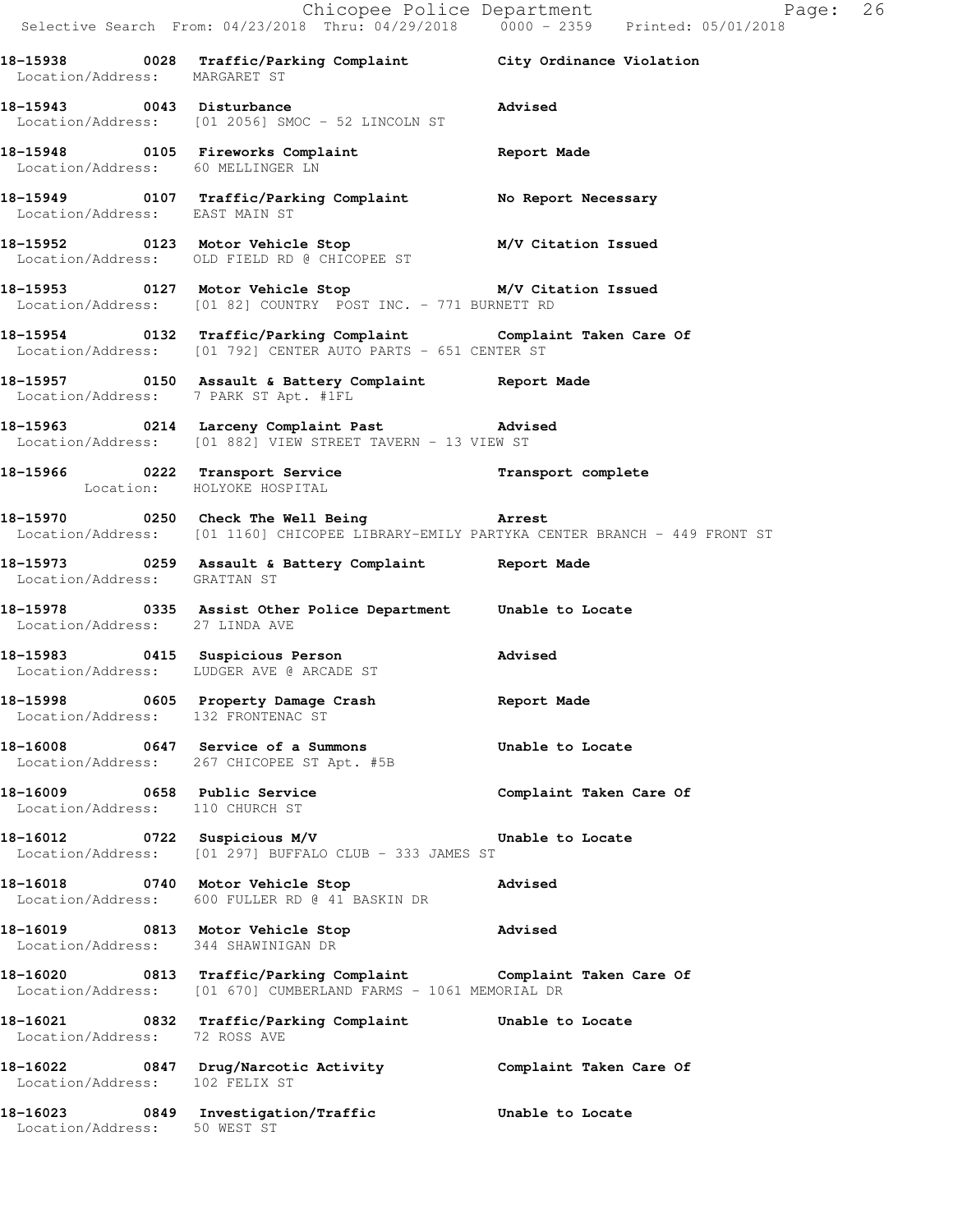**18-15938 0028 Traffic/Parking Complaint City Ordinance Violation**
Location/Address: MARGARET ST

**18-15943 0043 Disturbance Advised**
Location/Address: [01 2056] SMOC - 52 LINCOLN ST

**18-15948 0105 Fireworks Complaint Report Made**
Location/Address: 60 MELLINGER LN

**18-15949 0107 Traffic/Parking Complaint No Report Necessary**
Location/Address: EAST MAIN ST

**18-15952 0123 Motor Vehicle Stop M/V Citation Issued**
Location/Address: OLD FIELD RD @ CHICOPEE ST

**18-15953 0127 Motor Vehicle Stop M/V Citation Issued**
Location/Address: [01 82] COUNTRY POST INC. - 771 BURNETT RD

**18-15954 0132 Traffic/Parking Complaint Complaint Taken Care Of**
Location/Address: [01 792] CENTER AUTO PARTS - 651 CENTER ST

**18-15957 0150 Assault & Battery Complaint Report Made**
Location/Address: 7 PARK ST Apt. #1FL

**18-15963 0214 Larceny Complaint Past Advised**
Location/Address: [01 882] VIEW STREET TAVERN - 13 VIEW ST

**18-15966 0222 Transport Service Transport complete**
Location: HOLYOKE HOSPITAL

**18-15970 0250 Check The Well Being Arrest**
Location/Address: [01 1160] CHICOPEE LIBRARY-EMILY PARTYKA CENTER BRANCH - 449 FRONT ST

**18-15973 0259 Assault & Battery Complaint Report Made**
Location/Address: GRATTAN ST

**18-15978 0335 Assist Other Police Department Unable to Locate**
Location/Address: 27 LINDA AVE

**18-15983 0415 Suspicious Person Advised**
Location/Address: LUDGER AVE @ ARCADE ST

**18-15998 0605 Property Damage Crash Report Made**
Location/Address: 132 FRONTENAC ST

**18-16008 0647 Service of a Summons Unable to Locate**
Location/Address: 267 CHICOPEE ST Apt. #5B

**18-16009 0658 Public Service Complaint Taken Care Of**
Location/Address: 110 CHURCH ST

**18-16012 0722 Suspicious M/V Unable to Locate**
Location/Address: [01 297] BUFFALO CLUB - 333 JAMES ST

**18-16018 0740 Motor Vehicle Stop Advised**
Location/Address: 600 FULLER RD @ 41 BASKIN DR

**18-16019 0813 Motor Vehicle Stop Advised**
Location/Address: 344 SHAWINIGAN DR

**18-16020 0813 Traffic/Parking Complaint Complaint Taken Care Of**
Location/Address: [01 670] CUMBERLAND FARMS - 1061 MEMORIAL DR

**18-16021 0832 Traffic/Parking Complaint Unable to Locate**
Location/Address: 72 ROSS AVE

**18-16022 0847 Drug/Narcotic Activity Complaint Taken Care Of**
Location/Address: 102 FELIX ST

**18-16023 0849 Investigation/Traffic Unable to Locate**
Location/Address: 50 WEST ST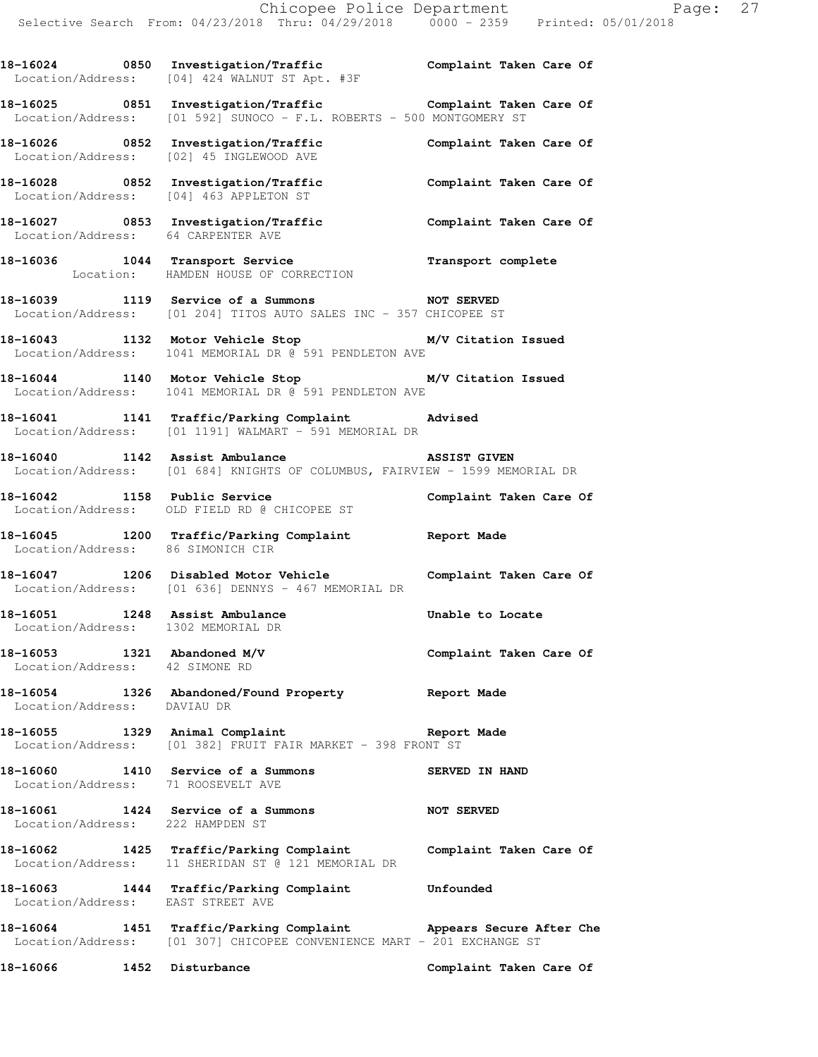**18-16024 0850 Investigation/Traffic Complaint Taken Care Of**
Location/Address: [04] 424 WALNUT ST Apt. #3F

**18-16025 0851 Investigation/Traffic Complaint Taken Care Of**
Location/Address: [01 592] SUNOCO - F.L. ROBERTS - 500 MONTGOMERY ST

**18-16026 0852 Investigation/Traffic Complaint Taken Care Of**
Location/Address: [02] 45 INGLEWOOD AVE

**18-16028 0852 Investigation/Traffic Complaint Taken Care Of**
Location/Address: [04] 463 APPLETON ST

**18-16027 0853 Investigation/Traffic Complaint Taken Care Of**
Location/Address: 64 CARPENTER AVE

**18-16036 1044 Transport Service Transport complete**
Location: HAMDEN HOUSE OF CORRECTION

**18-16039 1119 Service of a Summons NOT SERVED**
Location/Address: [01 204] TITOS AUTO SALES INC - 357 CHICOPEE ST

**18-16043 1132 Motor Vehicle Stop M/V Citation Issued**
Location/Address: 1041 MEMORIAL DR @ 591 PENDLETON AVE

**18-16044 1140 Motor Vehicle Stop M/V Citation Issued**
Location/Address: 1041 MEMORIAL DR @ 591 PENDLETON AVE

**18-16041 1141 Traffic/Parking Complaint Advised**
Location/Address: [01 1191] WALMART - 591 MEMORIAL DR

**18-16040 1142 Assist Ambulance ASSIST GIVEN**
Location/Address: [01 684] KNIGHTS OF COLUMBUS, FAIRVIEW - 1599 MEMORIAL DR

**18-16042 1158 Public Service Complaint Taken Care Of**
Location/Address: OLD FIELD RD @ CHICOPEE ST

**18-16045 1200 Traffic/Parking Complaint Report Made**
Location/Address: 86 SIMONICH CIR

**18-16047 1206 Disabled Motor Vehicle Complaint Taken Care Of**
Location/Address: [01 636] DENNYS - 467 MEMORIAL DR

**18-16051 1248 Assist Ambulance Unable to Locate**
Location/Address: 1302 MEMORIAL DR

**18-16053 1321 Abandoned M/V Complaint Taken Care Of**
Location/Address: 42 SIMONE RD

**18-16054 1326 Abandoned/Found Property Report Made**
Location/Address: DAVIAU DR

**18-16055 1329 Animal Complaint Report Made**
Location/Address: [01 382] FRUIT FAIR MARKET - 398 FRONT ST

**18-16060 1410 Service of a Summons SERVED IN HAND**
Location/Address: 71 ROOSEVELT AVE

**18-16061 1424 Service of a Summons NOT SERVED**
Location/Address: 222 HAMPDEN ST

**18-16062 1425 Traffic/Parking Complaint Complaint Taken Care Of**
Location/Address: 11 SHERIDAN ST @ 121 MEMORIAL DR

**18-16063 1444 Traffic/Parking Complaint Unfounded**
Location/Address: EAST STREET AVE

**18-16064 1451 Traffic/Parking Complaint Appears Secure After Che**
Location/Address: [01 307] CHICOPEE CONVENIENCE MART - 201 EXCHANGE ST

**18-16066 1452 Disturbance Complaint Taken Care Of**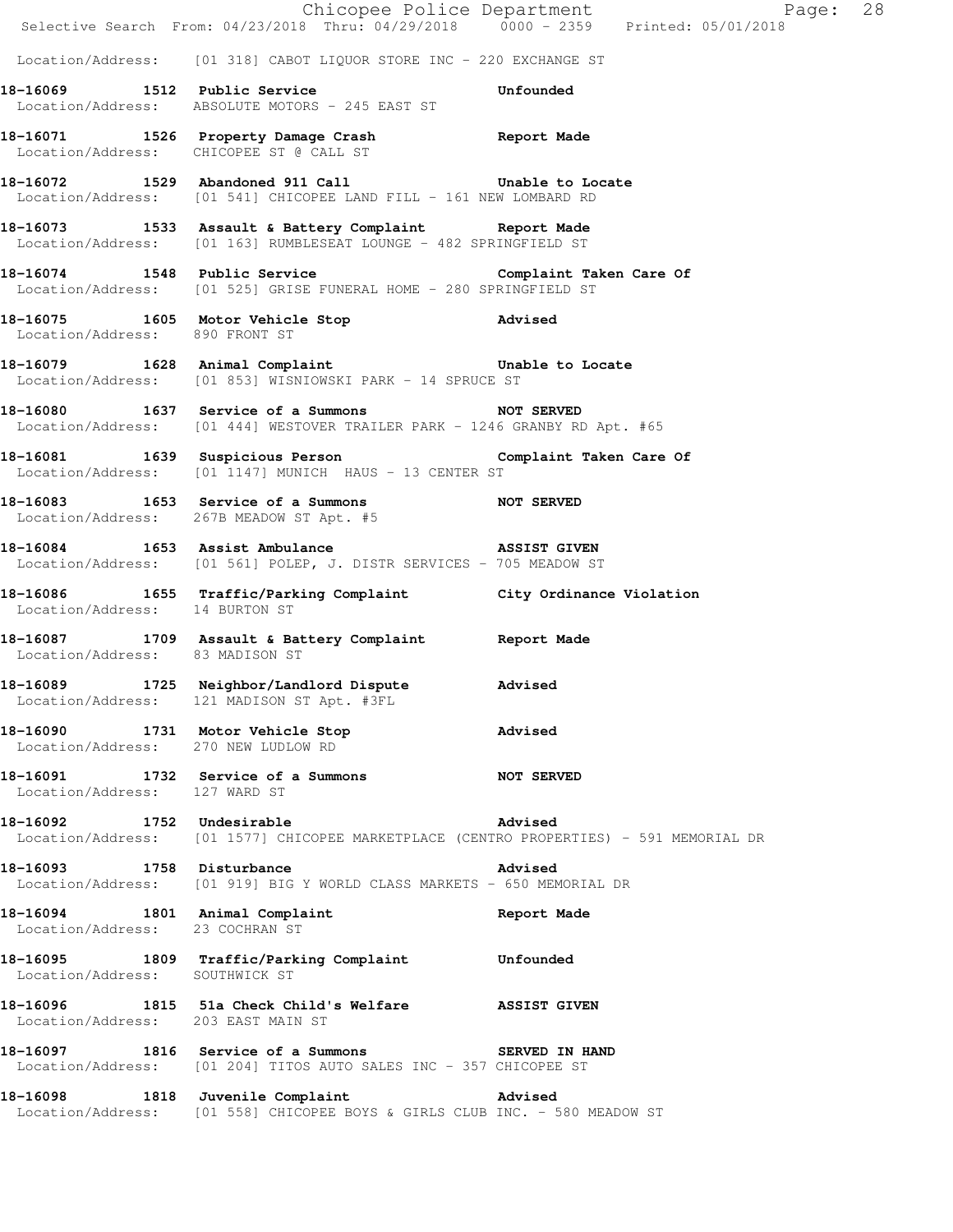Location/Address: [01 318] CABOT LIQUOR STORE INC - 220 EXCHANGE ST

**18-16069 1512 Public Service** **Unfounded**
Location/Address: ABSOLUTE MOTORS - 245 EAST ST

**18-16071 1526 Property Damage Crash** **Report Made**
Location/Address: CHICOPEE ST @ CALL ST

**18-16072 1529 Abandoned 911 Call** **Unable to Locate**
Location/Address: [01 541] CHICOPEE LAND FILL - 161 NEW LOMBARD RD

**18-16073 1533 Assault & Battery Complaint** **Report Made**
Location/Address: [01 163] RUMBLESEAT LOUNGE - 482 SPRINGFIELD ST

**18-16074 1548 Public Service** **Complaint Taken Care Of**
Location/Address: [01 525] GRISE FUNERAL HOME - 280 SPRINGFIELD ST

**18-16075 1605 Motor Vehicle Stop** **Advised**
Location/Address: 890 FRONT ST

**18-16079 1628 Animal Complaint** **Unable to Locate**
Location/Address: [01 853] WISNIOWSKI PARK - 14 SPRUCE ST

**18-16080 1637 Service of a Summons** **NOT SERVED**
Location/Address: [01 444] WESTOVER TRAILER PARK - 1246 GRANBY RD Apt. #65

**18-16081 1639 Suspicious Person** **Complaint Taken Care Of**
Location/Address: [01 1147] MUNICH HAUS - 13 CENTER ST

**18-16083 1653 Service of a Summons** **NOT SERVED**
Location/Address: 267B MEADOW ST Apt. #5

**18-16084 1653 Assist Ambulance** **ASSIST GIVEN**
Location/Address: [01 561] POLEP, J. DISTR SERVICES - 705 MEADOW ST

**18-16086 1655 Traffic/Parking Complaint** **City Ordinance Violation**
Location/Address: 14 BURTON ST

**18-16087 1709 Assault & Battery Complaint** **Report Made**
Location/Address: 83 MADISON ST

**18-16089 1725 Neighbor/Landlord Dispute** **Advised**
Location/Address: 121 MADISON ST Apt. #3FL

**18-16090 1731 Motor Vehicle Stop** **Advised**
Location/Address: 270 NEW LUDLOW RD

**18-16091 1732 Service of a Summons** **NOT SERVED**
Location/Address: 127 WARD ST

**18-16092 1752 Undesirable** **Advised**
Location/Address: [01 1577] CHICOPEE MARKETPLACE (CENTRO PROPERTIES) - 591 MEMORIAL DR

**18-16093 1758 Disturbance** **Advised**
Location/Address: [01 919] BIG Y WORLD CLASS MARKETS - 650 MEMORIAL DR

**18-16094 1801 Animal Complaint** **Report Made**
Location/Address: 23 COCHRAN ST

**18-16095 1809 Traffic/Parking Complaint** **Unfounded**
Location/Address: SOUTHWICK ST

**18-16096 1815 51a Check Child's Welfare** **ASSIST GIVEN**
Location/Address: 203 EAST MAIN ST

**18-16097 1816 Service of a Summons** **SERVED IN HAND**
Location/Address: [01 204] TITOS AUTO SALES INC - 357 CHICOPEE ST

**18-16098 1818 Juvenile Complaint** **Advised**
Location/Address: [01 558] CHICOPEE BOYS & GIRLS CLUB INC. - 580 MEADOW ST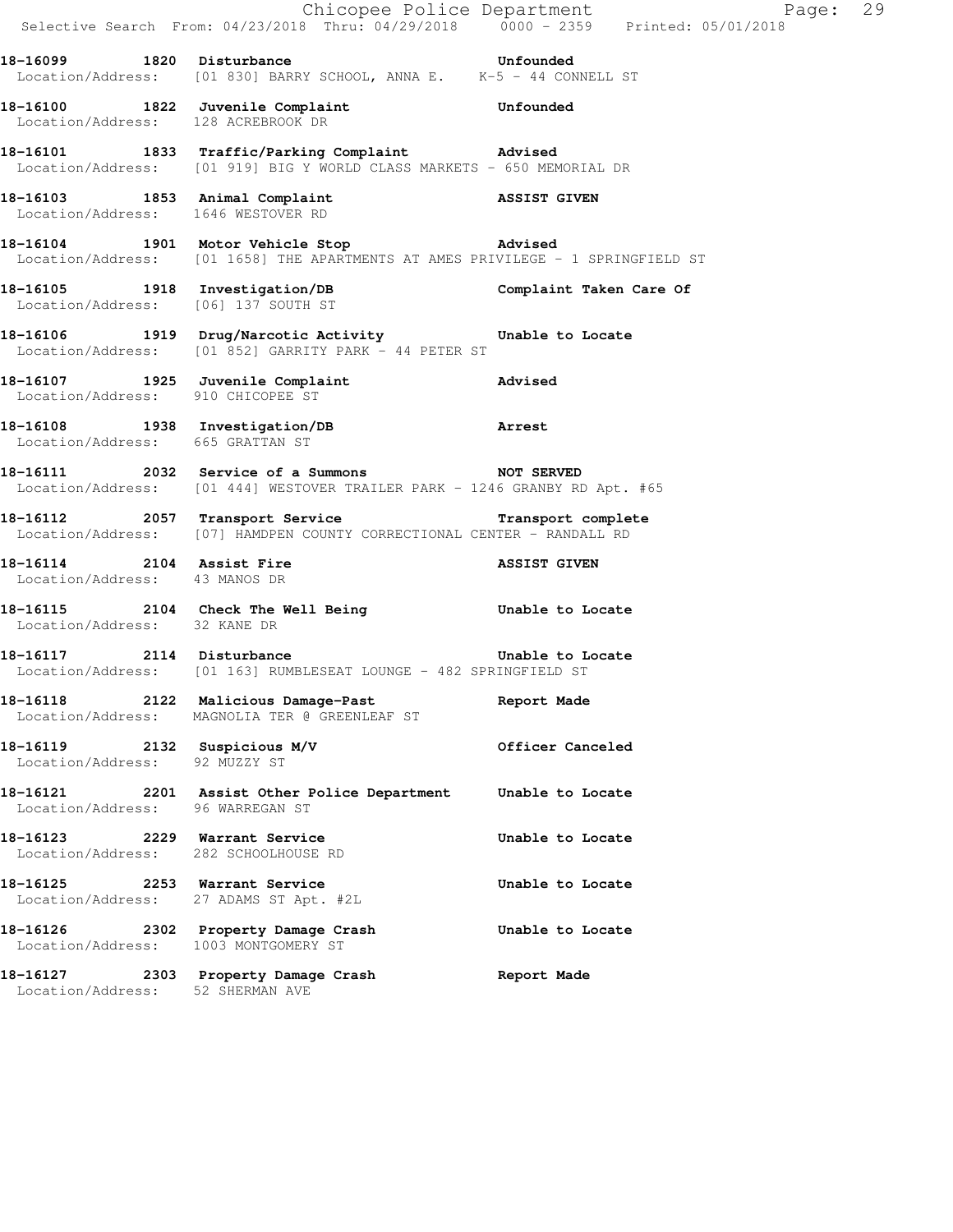**18-16099 1820 Disturbance Unfounded**
Location/Address: [01 830] BARRY SCHOOL, ANNA E. K-5 - 44 CONNELL ST

**18-16100 1822 Juvenile Complaint Unfounded**
Location/Address: 128 ACREBROOK DR

**18-16101 1833 Traffic/Parking Complaint Advised**
Location/Address: [01 919] BIG Y WORLD CLASS MARKETS - 650 MEMORIAL DR

**18-16103 1853 Animal Complaint ASSIST GIVEN**
Location/Address: 1646 WESTOVER RD

**18-16104 1901 Motor Vehicle Stop Advised**
Location/Address: [01 1658] THE APARTMENTS AT AMES PRIVILEGE - 1 SPRINGFIELD ST

**18-16105 1918 Investigation/DB Complaint Taken Care Of**
Location/Address: [06] 137 SOUTH ST

**18-16106 1919 Drug/Narcotic Activity Unable to Locate**
Location/Address: [01 852] GARRITY PARK - 44 PETER ST

**18-16107 1925 Juvenile Complaint Advised**
Location/Address: 910 CHICOPEE ST

**18-16108 1938 Investigation/DB Arrest**
Location/Address: 665 GRATTAN ST

**18-16111 2032 Service of a Summons NOT SERVED**
Location/Address: [01 444] WESTOVER TRAILER PARK - 1246 GRANBY RD Apt. #65

**18-16112 2057 Transport Service Transport complete**
Location/Address: [07] HAMDPEN COUNTY CORRECTIONAL CENTER - RANDALL RD

**18-16114 2104 Assist Fire ASSIST GIVEN**
Location/Address: 43 MANOS DR

**18-16115 2104 Check The Well Being Unable to Locate**
Location/Address: 32 KANE DR

**18-16117 2114 Disturbance Unable to Locate**
Location/Address: [01 163] RUMBLESEAT LOUNGE - 482 SPRINGFIELD ST

**18-16118 2122 Malicious Damage-Past Report Made**
Location/Address: MAGNOLIA TER @ GREENLEAF ST

**18-16119 2132 Suspicious M/V Officer Canceled**
Location/Address: 92 MUZZY ST

**18-16121 2201 Assist Other Police Department Unable to Locate**
Location/Address: 96 WARREGAN ST

**18-16123 2229 Warrant Service Unable to Locate**
Location/Address: 282 SCHOOLHOUSE RD

**18-16125 2253 Warrant Service Unable to Locate**
Location/Address: 27 ADAMS ST Apt. #2L

**18-16126 2302 Property Damage Crash Unable to Locate**
Location/Address: 1003 MONTGOMERY ST

**18-16127 2303 Property Damage Crash Report Made**
Location/Address: 52 SHERMAN AVE